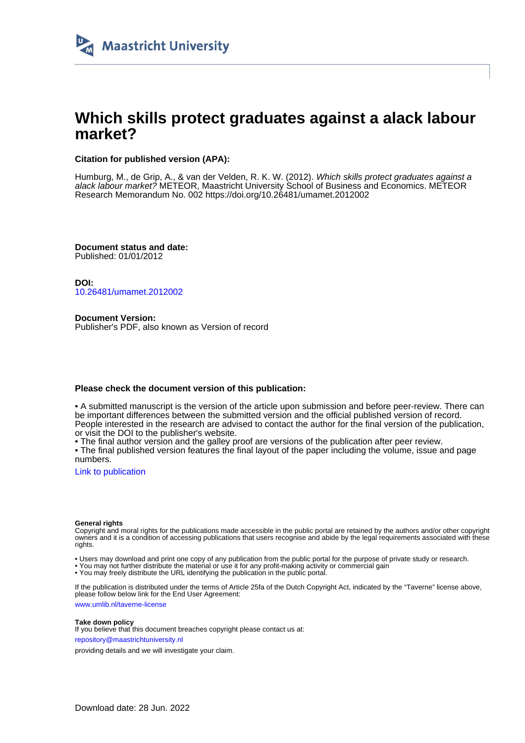Maastricht University

# Which skills protect graduates against a alack labour market?

**Citation for published version (APA):**

Humburg, M., de Grip, A., & van der Velden, R. K. W. (2012). *Which skills protect graduates against a alack labour market?* METEOR, Maastricht University School of Business and Economics. METEOR Research Memorandum No. 002 https://doi.org/10.26481/umamet.2012002

**Document status and date:**
Published: 01/01/2012

**DOI:**
10.26481/umamet.2012002

**Document Version:**
Publisher's PDF, also known as Version of record

**Please check the document version of this publication:**

• A submitted manuscript is the version of the article upon submission and before peer-review. There can be important differences between the submitted version and the official published version of record. People interested in the research are advised to contact the author for the final version of the publication, or visit the DOI to the publisher's website.
• The final author version and the galley proof are versions of the publication after peer review.
• The final published version features the final layout of the paper including the volume, issue and page numbers.

Link to publication

**General rights**
Copyright and moral rights for the publications made accessible in the public portal are retained by the authors and/or other copyright owners and it is a condition of accessing publications that users recognise and abide by the legal requirements associated with these rights.

• Users may download and print one copy of any publication from the public portal for the purpose of private study or research.
• You may not further distribute the material or use it for any profit-making activity or commercial gain
• You may freely distribute the URL identifying the publication in the public portal.

If the publication is distributed under the terms of Article 25fa of the Dutch Copyright Act, indicated by the "Taverne" license above, please follow below link for the End User Agreement:

www.umlib.nl/taverne-license

**Take down policy**
If you believe that this document breaches copyright please contact us at:

repository@maastrichtuniversity.nl

providing details and we will investigate your claim.

Download date: 28 Jun. 2022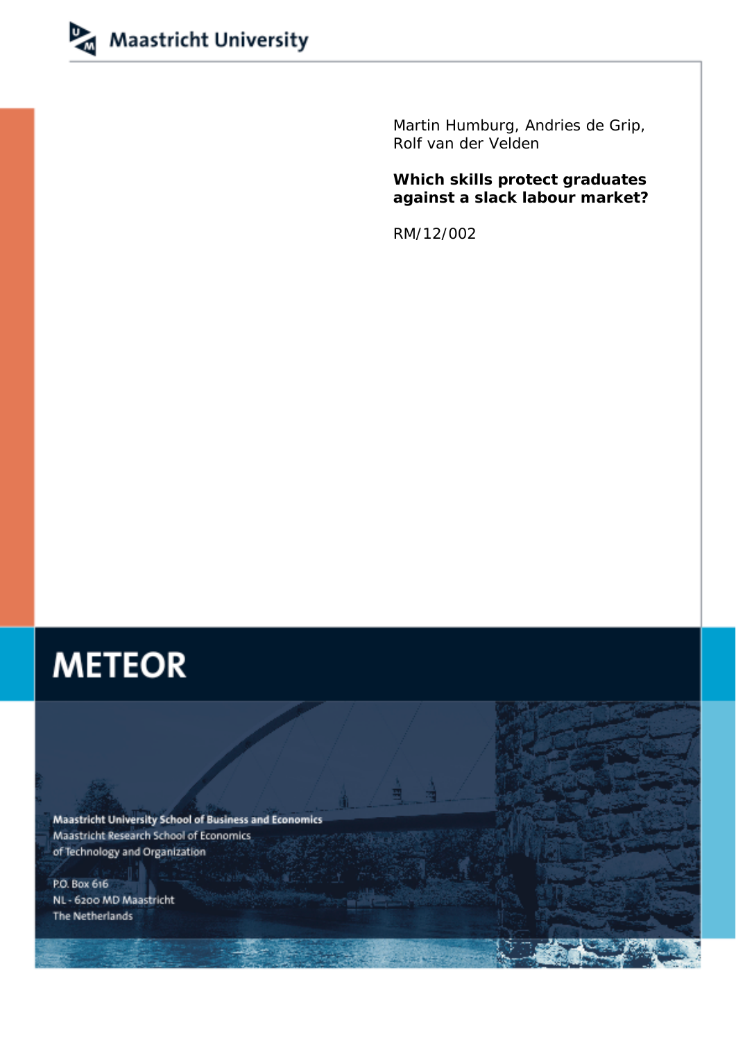Maastricht University

Martin Humburg, Andries de Grip, Rolf van der Velden

**Which skills protect graduates against a slack labour market?**

RM/12/002

# METEOR

Maastricht University School of Business and Economics
Maastricht Research School of Economics
of Technology and Organization

P.O. Box 616
NL - 6200 MD Maastricht
The Netherlands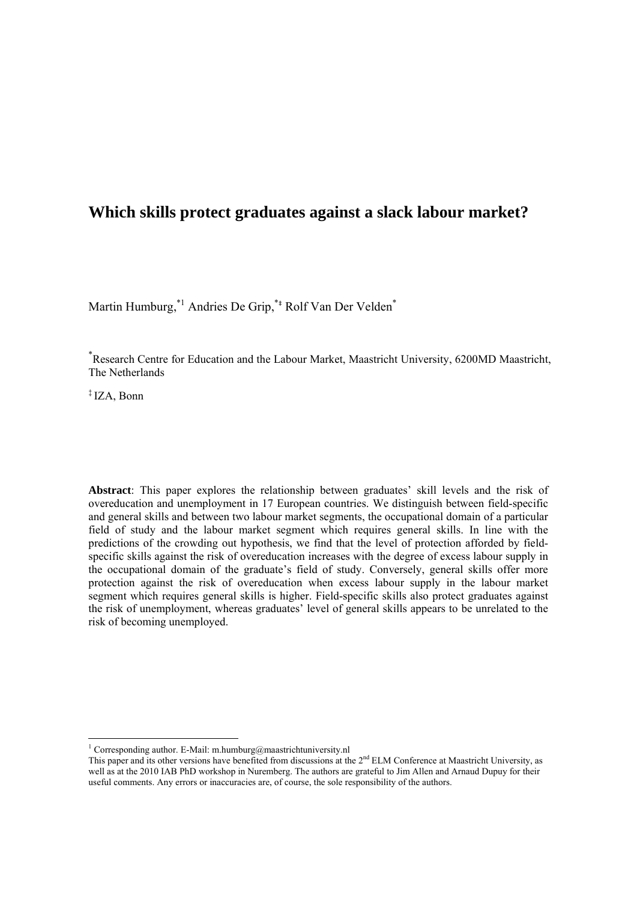# Which skills protect graduates against a slack labour market?

Martin Humburg,[*1] Andries De Grip,[*‡] Rolf Van Der Velden[*]

[*]Research Centre for Education and the Labour Market, Maastricht University, 6200MD Maastricht, The Netherlands

[‡] IZA, Bonn

**Abstract**: This paper explores the relationship between graduates' skill levels and the risk of overeducation and unemployment in 17 European countries. We distinguish between field-specific and general skills and between two labour market segments, the occupational domain of a particular field of study and the labour market segment which requires general skills. In line with the predictions of the crowding out hypothesis, we find that the level of protection afforded by field-specific skills against the risk of overeducation increases with the degree of excess labour supply in the occupational domain of the graduate's field of study. Conversely, general skills offer more protection against the risk of overeducation when excess labour supply in the labour market segment which requires general skills is higher. Field-specific skills also protect graduates against the risk of unemployment, whereas graduates' level of general skills appears to be unrelated to the risk of becoming unemployed.

---

[1] Corresponding author. E-Mail: m.humburg@maastrichtuniversity.nl
This paper and its other versions have benefited from discussions at the 2nd ELM Conference at Maastricht University, as well as at the 2010 IAB PhD workshop in Nuremberg. The authors are grateful to Jim Allen and Arnaud Dupuy for their useful comments. Any errors or inaccuracies are, of course, the sole responsibility of the authors.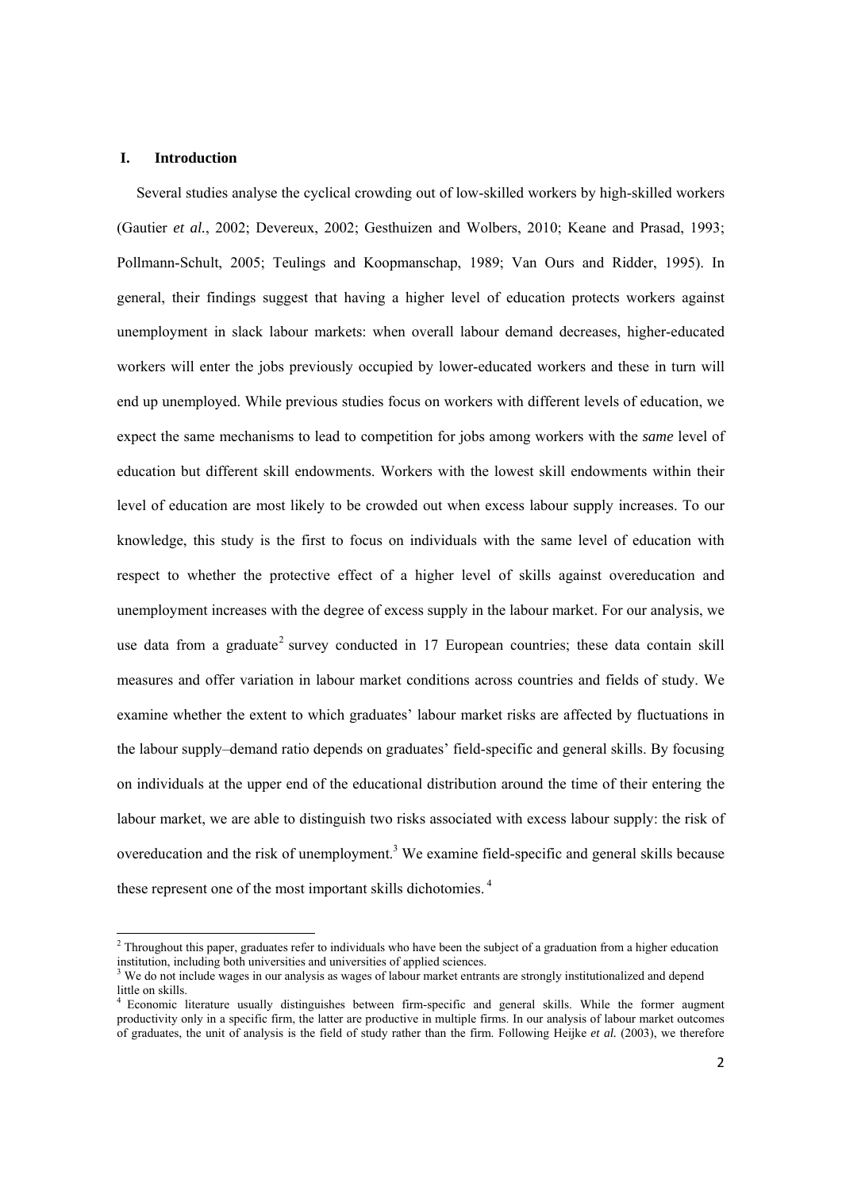## I. Introduction

Several studies analyse the cyclical crowding out of low-skilled workers by high-skilled workers (Gautier *et al.*, 2002; Devereux, 2002; Gesthuizen and Wolbers, 2010; Keane and Prasad, 1993; Pollmann-Schult, 2005; Teulings and Koopmanschap, 1989; Van Ours and Ridder, 1995). In general, their findings suggest that having a higher level of education protects workers against unemployment in slack labour markets: when overall labour demand decreases, higher-educated workers will enter the jobs previously occupied by lower-educated workers and these in turn will end up unemployed. While previous studies focus on workers with different levels of education, we expect the same mechanisms to lead to competition for jobs among workers with the *same* level of education but different skill endowments. Workers with the lowest skill endowments within their level of education are most likely to be crowded out when excess labour supply increases. To our knowledge, this study is the first to focus on individuals with the same level of education with respect to whether the protective effect of a higher level of skills against overeducation and unemployment increases with the degree of excess supply in the labour market. For our analysis, we use data from a graduate[2] survey conducted in 17 European countries; these data contain skill measures and offer variation in labour market conditions across countries and fields of study. We examine whether the extent to which graduates' labour market risks are affected by fluctuations in the labour supply–demand ratio depends on graduates' field-specific and general skills. By focusing on individuals at the upper end of the educational distribution around the time of their entering the labour market, we are able to distinguish two risks associated with excess labour supply: the risk of overeducation and the risk of unemployment.[3] We examine field-specific and general skills because these represent one of the most important skills dichotomies.[4]

[2] Throughout this paper, graduates refer to individuals who have been the subject of a graduation from a higher education institution, including both universities and universities of applied sciences.

[3] We do not include wages in our analysis as wages of labour market entrants are strongly institutionalized and depend little on skills.

[4] Economic literature usually distinguishes between firm-specific and general skills. While the former augment productivity only in a specific firm, the latter are productive in multiple firms. In our analysis of labour market outcomes of graduates, the unit of analysis is the field of study rather than the firm. Following Heijke *et al.* (2003), we therefore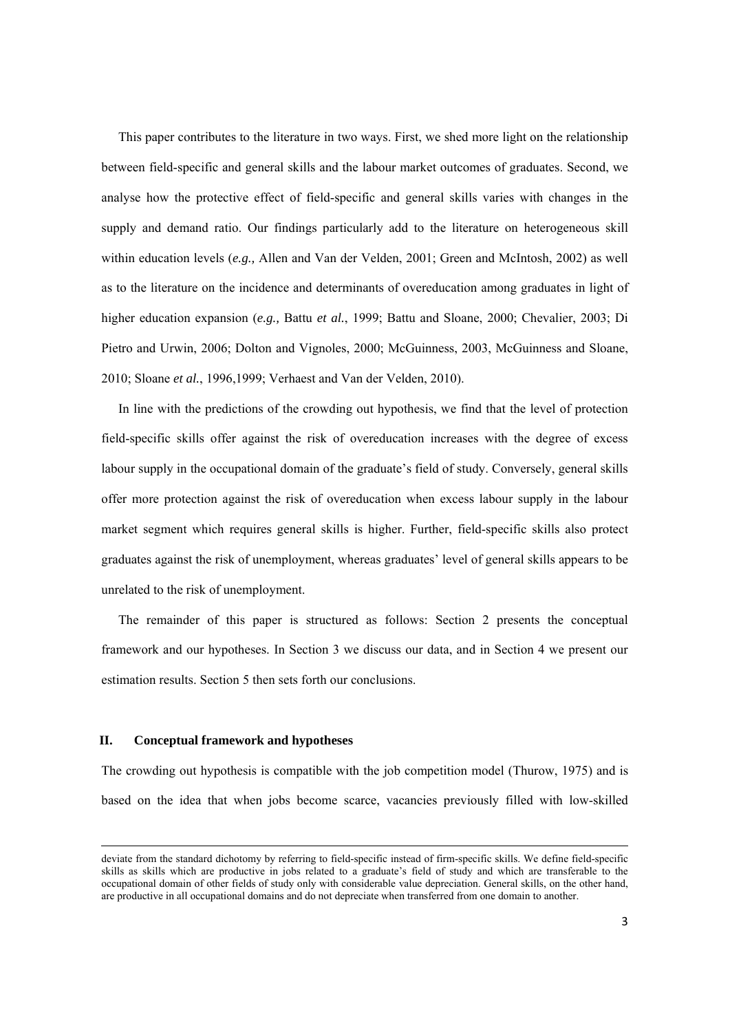This paper contributes to the literature in two ways. First, we shed more light on the relationship between field-specific and general skills and the labour market outcomes of graduates. Second, we analyse how the protective effect of field-specific and general skills varies with changes in the supply and demand ratio. Our findings particularly add to the literature on heterogeneous skill within education levels (*e.g.,* Allen and Van der Velden, 2001; Green and McIntosh, 2002) as well as to the literature on the incidence and determinants of overeducation among graduates in light of higher education expansion (*e.g.,* Battu *et al.*, 1999; Battu and Sloane, 2000; Chevalier, 2003; Di Pietro and Urwin, 2006; Dolton and Vignoles, 2000; McGuinness, 2003, McGuinness and Sloane, 2010; Sloane *et al.*, 1996,1999; Verhaest and Van der Velden, 2010).

In line with the predictions of the crowding out hypothesis, we find that the level of protection field-specific skills offer against the risk of overeducation increases with the degree of excess labour supply in the occupational domain of the graduate's field of study. Conversely, general skills offer more protection against the risk of overeducation when excess labour supply in the labour market segment which requires general skills is higher. Further, field-specific skills also protect graduates against the risk of unemployment, whereas graduates' level of general skills appears to be unrelated to the risk of unemployment.

The remainder of this paper is structured as follows: Section 2 presents the conceptual framework and our hypotheses. In Section 3 we discuss our data, and in Section 4 we present our estimation results. Section 5 then sets forth our conclusions.

## II. Conceptual framework and hypotheses

The crowding out hypothesis is compatible with the job competition model (Thurow, 1975) and is based on the idea that when jobs become scarce, vacancies previously filled with low-skilled

deviate from the standard dichotomy by referring to field-specific instead of firm-specific skills. We define field-specific skills as skills which are productive in jobs related to a graduate's field of study and which are transferable to the occupational domain of other fields of study only with considerable value depreciation. General skills, on the other hand, are productive in all occupational domains and do not depreciate when transferred from one domain to another.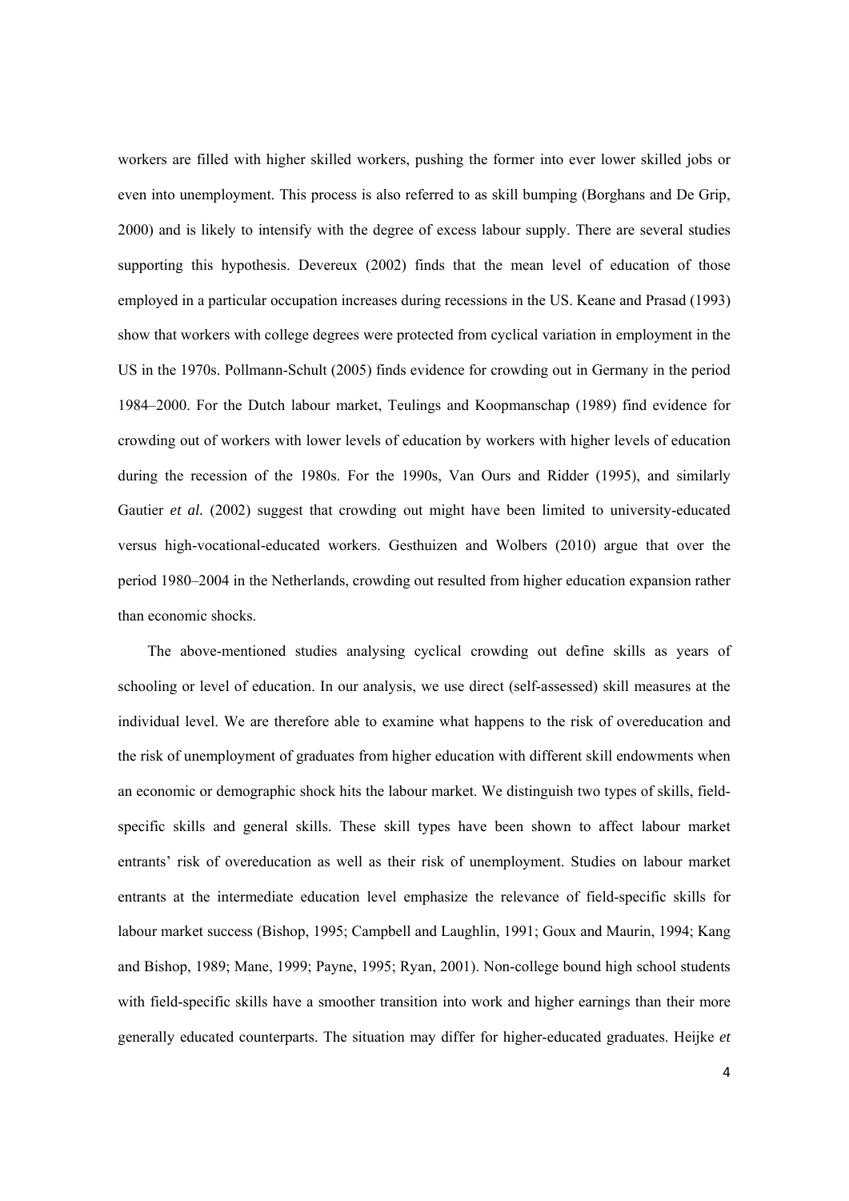workers are filled with higher skilled workers, pushing the former into ever lower skilled jobs or even into unemployment. This process is also referred to as skill bumping (Borghans and De Grip, 2000) and is likely to intensify with the degree of excess labour supply. There are several studies supporting this hypothesis. Devereux (2002) finds that the mean level of education of those employed in a particular occupation increases during recessions in the US. Keane and Prasad (1993) show that workers with college degrees were protected from cyclical variation in employment in the US in the 1970s. Pollmann-Schult (2005) finds evidence for crowding out in Germany in the period 1984–2000. For the Dutch labour market, Teulings and Koopmanschap (1989) find evidence for crowding out of workers with lower levels of education by workers with higher levels of education during the recession of the 1980s. For the 1990s, Van Ours and Ridder (1995), and similarly Gautier *et al.* (2002) suggest that crowding out might have been limited to university-educated versus high-vocational-educated workers. Gesthuizen and Wolbers (2010) argue that over the period 1980–2004 in the Netherlands, crowding out resulted from higher education expansion rather than economic shocks.

The above-mentioned studies analysing cyclical crowding out define skills as years of schooling or level of education. In our analysis, we use direct (self-assessed) skill measures at the individual level. We are therefore able to examine what happens to the risk of overeducation and the risk of unemployment of graduates from higher education with different skill endowments when an economic or demographic shock hits the labour market. We distinguish two types of skills, field-specific skills and general skills. These skill types have been shown to affect labour market entrants' risk of overeducation as well as their risk of unemployment. Studies on labour market entrants at the intermediate education level emphasize the relevance of field-specific skills for labour market success (Bishop, 1995; Campbell and Laughlin, 1991; Goux and Maurin, 1994; Kang and Bishop, 1989; Mane, 1999; Payne, 1995; Ryan, 2001). Non-college bound high school students with field-specific skills have a smoother transition into work and higher earnings than their more generally educated counterparts. The situation may differ for higher-educated graduates. Heijke *et*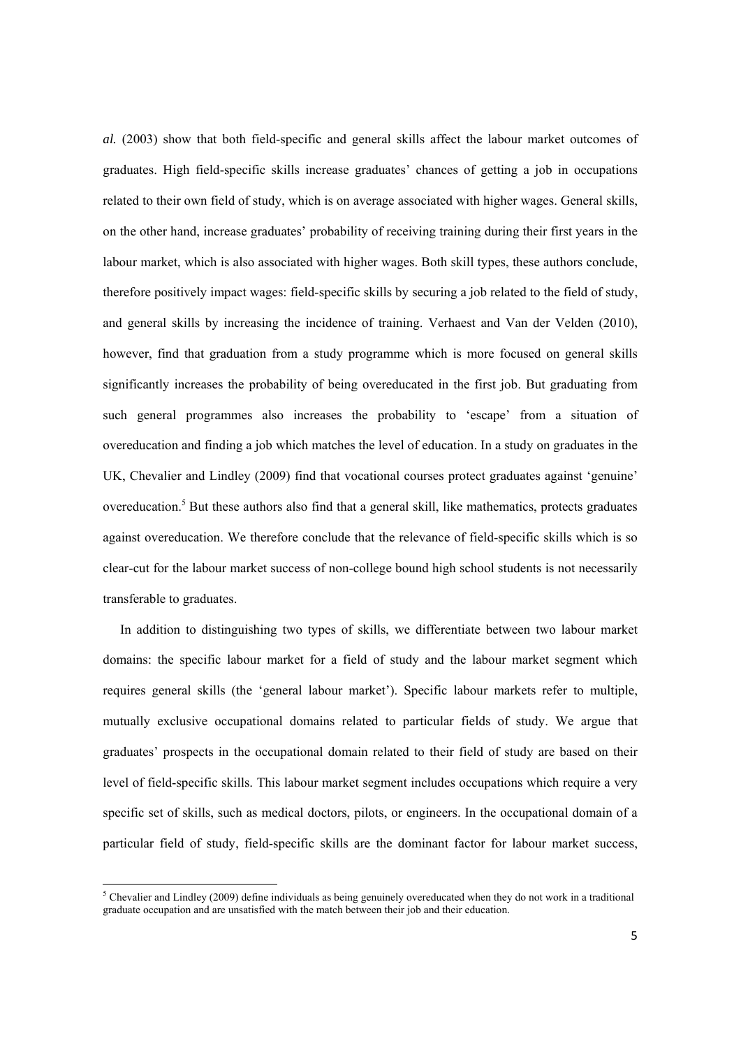*al.* (2003) show that both field-specific and general skills affect the labour market outcomes of graduates. High field-specific skills increase graduates' chances of getting a job in occupations related to their own field of study, which is on average associated with higher wages. General skills, on the other hand, increase graduates' probability of receiving training during their first years in the labour market, which is also associated with higher wages. Both skill types, these authors conclude, therefore positively impact wages: field-specific skills by securing a job related to the field of study, and general skills by increasing the incidence of training. Verhaest and Van der Velden (2010), however, find that graduation from a study programme which is more focused on general skills significantly increases the probability of being overeducated in the first job. But graduating from such general programmes also increases the probability to 'escape' from a situation of overeducation and finding a job which matches the level of education. In a study on graduates in the UK, Chevalier and Lindley (2009) find that vocational courses protect graduates against 'genuine' overeducation.[5] But these authors also find that a general skill, like mathematics, protects graduates against overeducation. We therefore conclude that the relevance of field-specific skills which is so clear-cut for the labour market success of non-college bound high school students is not necessarily transferable to graduates.

In addition to distinguishing two types of skills, we differentiate between two labour market domains: the specific labour market for a field of study and the labour market segment which requires general skills (the 'general labour market'). Specific labour markets refer to multiple, mutually exclusive occupational domains related to particular fields of study. We argue that graduates' prospects in the occupational domain related to their field of study are based on their level of field-specific skills. This labour market segment includes occupations which require a very specific set of skills, such as medical doctors, pilots, or engineers. In the occupational domain of a particular field of study, field-specific skills are the dominant factor for labour market success,

[5] Chevalier and Lindley (2009) define individuals as being genuinely overeducated when they do not work in a traditional graduate occupation and are unsatisfied with the match between their job and their education.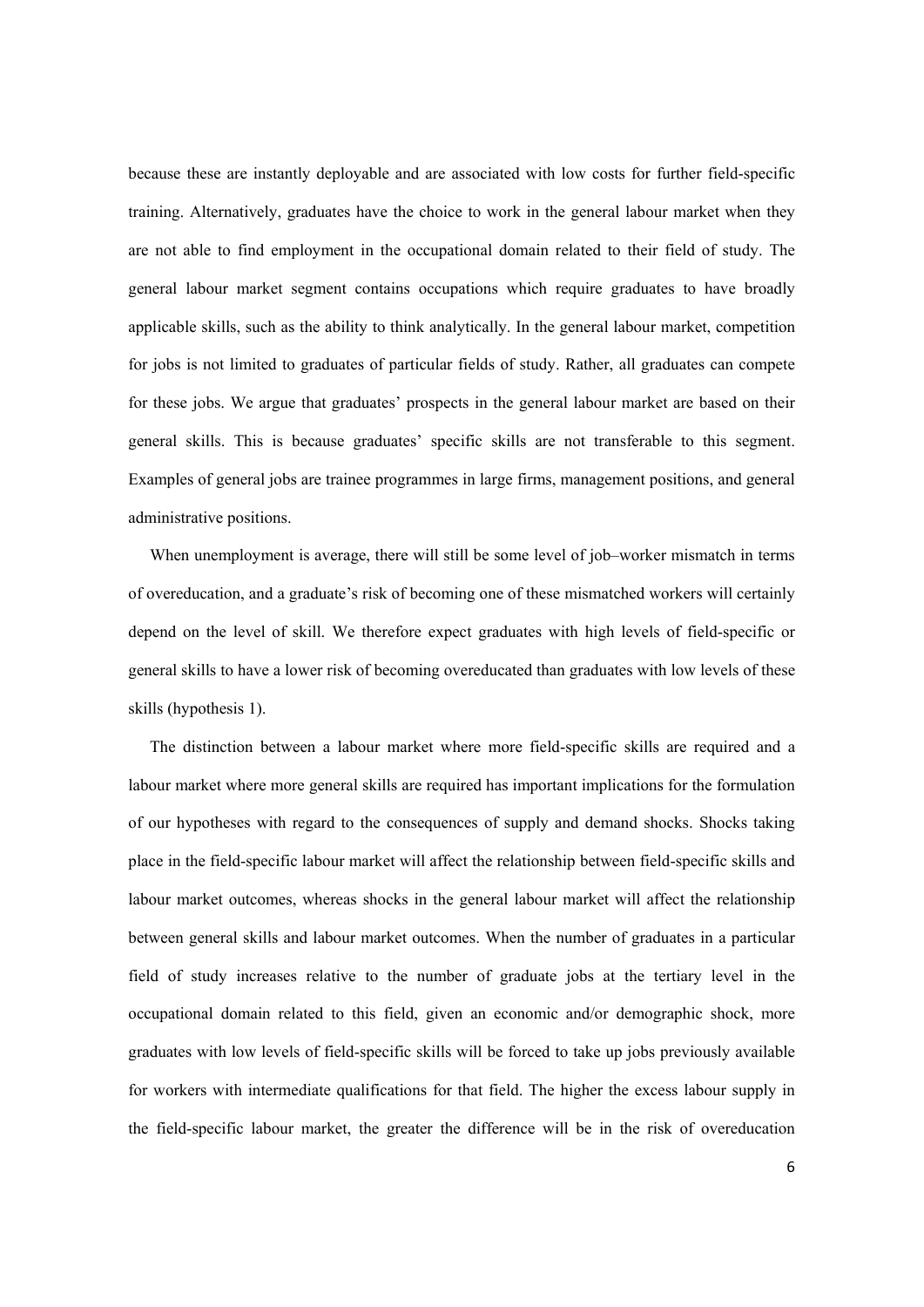because these are instantly deployable and are associated with low costs for further field-specific training. Alternatively, graduates have the choice to work in the general labour market when they are not able to find employment in the occupational domain related to their field of study. The general labour market segment contains occupations which require graduates to have broadly applicable skills, such as the ability to think analytically. In the general labour market, competition for jobs is not limited to graduates of particular fields of study. Rather, all graduates can compete for these jobs. We argue that graduates' prospects in the general labour market are based on their general skills. This is because graduates' specific skills are not transferable to this segment. Examples of general jobs are trainee programmes in large firms, management positions, and general administrative positions.

When unemployment is average, there will still be some level of job–worker mismatch in terms of overeducation, and a graduate's risk of becoming one of these mismatched workers will certainly depend on the level of skill. We therefore expect graduates with high levels of field-specific or general skills to have a lower risk of becoming overeducated than graduates with low levels of these skills (hypothesis 1).

The distinction between a labour market where more field-specific skills are required and a labour market where more general skills are required has important implications for the formulation of our hypotheses with regard to the consequences of supply and demand shocks. Shocks taking place in the field-specific labour market will affect the relationship between field-specific skills and labour market outcomes, whereas shocks in the general labour market will affect the relationship between general skills and labour market outcomes. When the number of graduates in a particular field of study increases relative to the number of graduate jobs at the tertiary level in the occupational domain related to this field, given an economic and/or demographic shock, more graduates with low levels of field-specific skills will be forced to take up jobs previously available for workers with intermediate qualifications for that field. The higher the excess labour supply in the field-specific labour market, the greater the difference will be in the risk of overeducation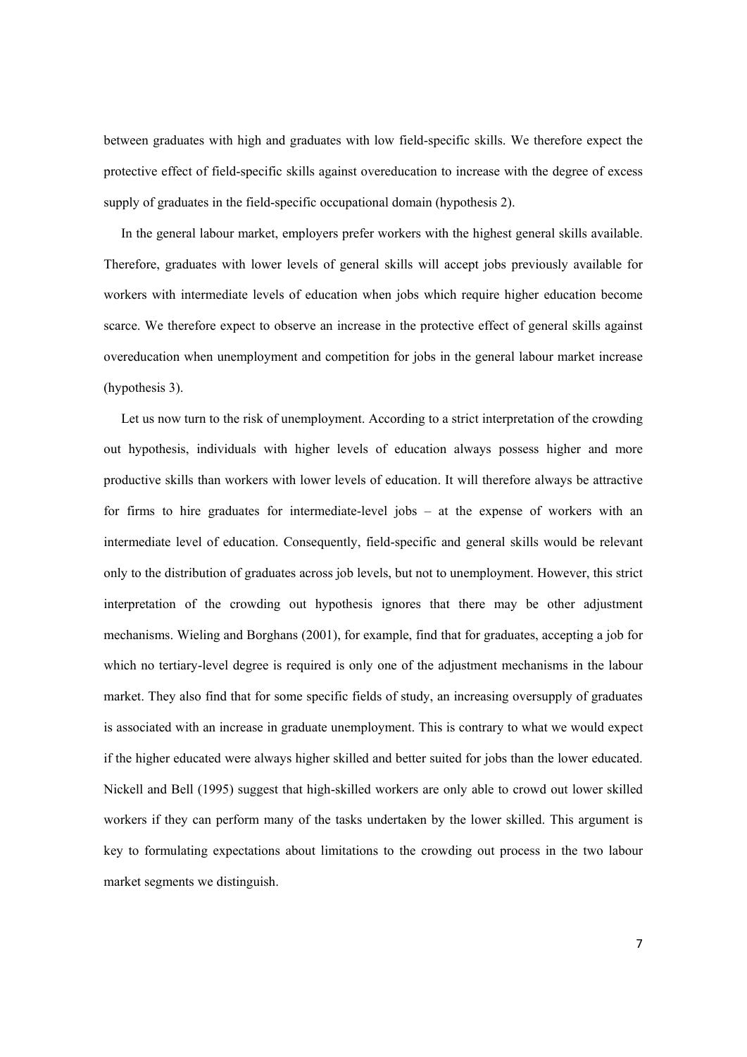between graduates with high and graduates with low field-specific skills. We therefore expect the protective effect of field-specific skills against overeducation to increase with the degree of excess supply of graduates in the field-specific occupational domain (hypothesis 2).

In the general labour market, employers prefer workers with the highest general skills available. Therefore, graduates with lower levels of general skills will accept jobs previously available for workers with intermediate levels of education when jobs which require higher education become scarce. We therefore expect to observe an increase in the protective effect of general skills against overeducation when unemployment and competition for jobs in the general labour market increase (hypothesis 3).

Let us now turn to the risk of unemployment. According to a strict interpretation of the crowding out hypothesis, individuals with higher levels of education always possess higher and more productive skills than workers with lower levels of education. It will therefore always be attractive for firms to hire graduates for intermediate-level jobs – at the expense of workers with an intermediate level of education. Consequently, field-specific and general skills would be relevant only to the distribution of graduates across job levels, but not to unemployment. However, this strict interpretation of the crowding out hypothesis ignores that there may be other adjustment mechanisms. Wieling and Borghans (2001), for example, find that for graduates, accepting a job for which no tertiary-level degree is required is only one of the adjustment mechanisms in the labour market. They also find that for some specific fields of study, an increasing oversupply of graduates is associated with an increase in graduate unemployment. This is contrary to what we would expect if the higher educated were always higher skilled and better suited for jobs than the lower educated. Nickell and Bell (1995) suggest that high-skilled workers are only able to crowd out lower skilled workers if they can perform many of the tasks undertaken by the lower skilled. This argument is key to formulating expectations about limitations to the crowding out process in the two labour market segments we distinguish.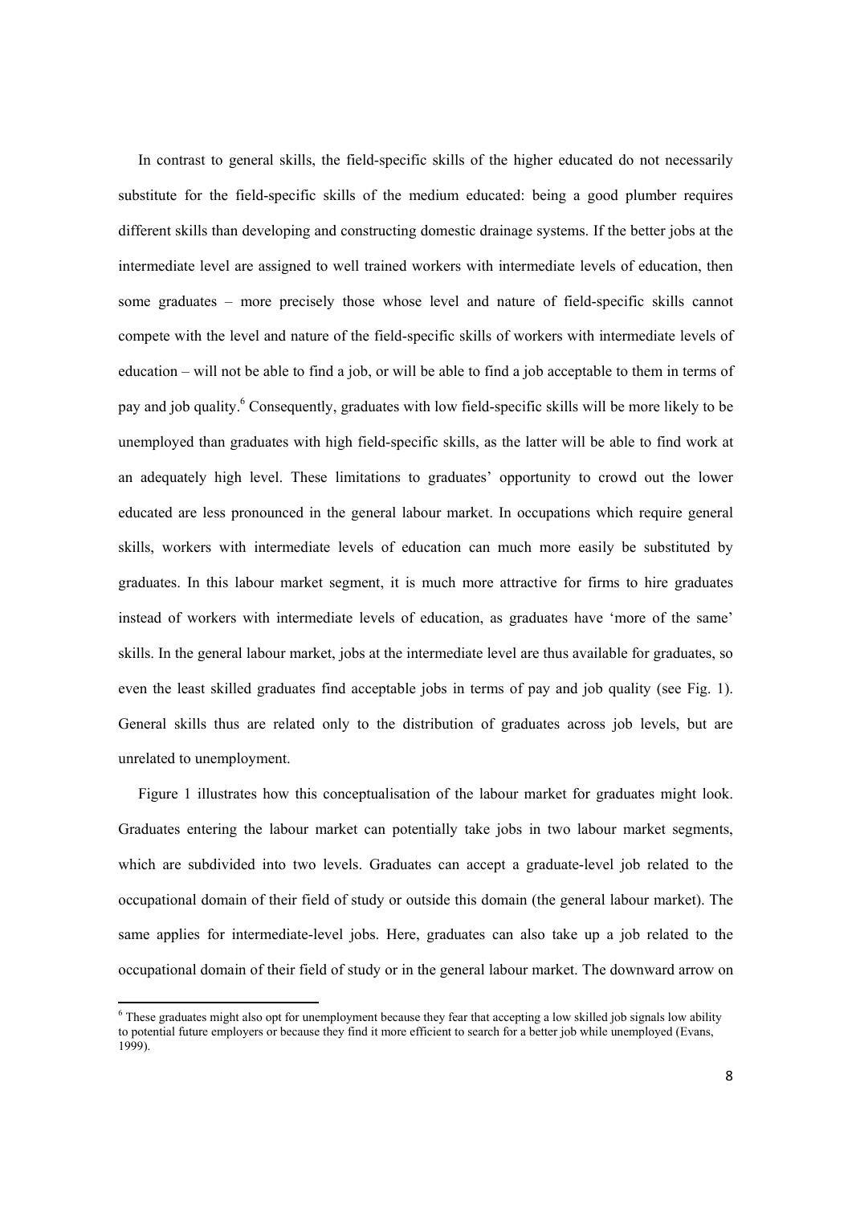In contrast to general skills, the field-specific skills of the higher educated do not necessarily substitute for the field-specific skills of the medium educated: being a good plumber requires different skills than developing and constructing domestic drainage systems. If the better jobs at the intermediate level are assigned to well trained workers with intermediate levels of education, then some graduates – more precisely those whose level and nature of field-specific skills cannot compete with the level and nature of the field-specific skills of workers with intermediate levels of education – will not be able to find a job, or will be able to find a job acceptable to them in terms of pay and job quality.[6] Consequently, graduates with low field-specific skills will be more likely to be unemployed than graduates with high field-specific skills, as the latter will be able to find work at an adequately high level. These limitations to graduates' opportunity to crowd out the lower educated are less pronounced in the general labour market. In occupations which require general skills, workers with intermediate levels of education can much more easily be substituted by graduates. In this labour market segment, it is much more attractive for firms to hire graduates instead of workers with intermediate levels of education, as graduates have 'more of the same' skills. In the general labour market, jobs at the intermediate level are thus available for graduates, so even the least skilled graduates find acceptable jobs in terms of pay and job quality (see Fig. 1). General skills thus are related only to the distribution of graduates across job levels, but are unrelated to unemployment.

Figure 1 illustrates how this conceptualisation of the labour market for graduates might look. Graduates entering the labour market can potentially take jobs in two labour market segments, which are subdivided into two levels. Graduates can accept a graduate-level job related to the occupational domain of their field of study or outside this domain (the general labour market). The same applies for intermediate-level jobs. Here, graduates can also take up a job related to the occupational domain of their field of study or in the general labour market. The downward arrow on

[6] These graduates might also opt for unemployment because they fear that accepting a low skilled job signals low ability to potential future employers or because they find it more efficient to search for a better job while unemployed (Evans, 1999).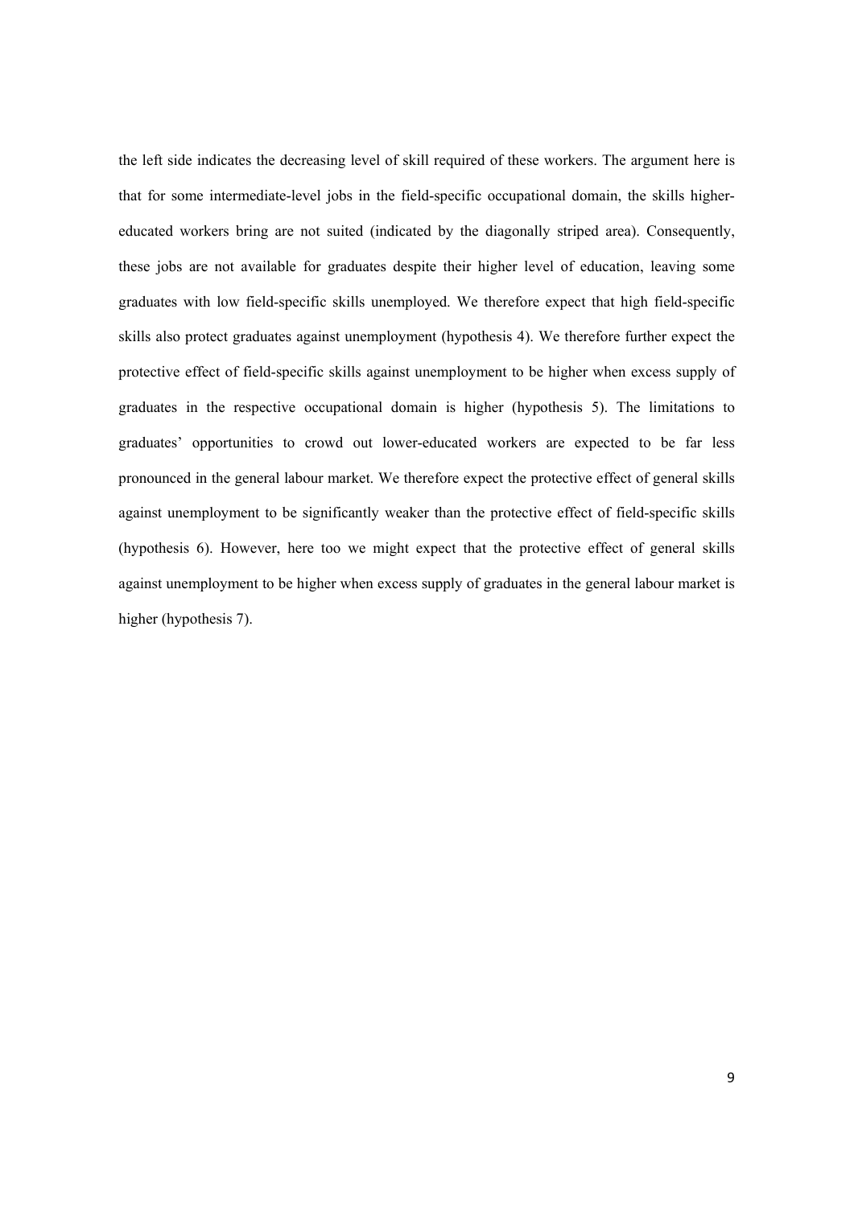the left side indicates the decreasing level of skill required of these workers. The argument here is that for some intermediate-level jobs in the field-specific occupational domain, the skills higher-educated workers bring are not suited (indicated by the diagonally striped area). Consequently, these jobs are not available for graduates despite their higher level of education, leaving some graduates with low field-specific skills unemployed. We therefore expect that high field-specific skills also protect graduates against unemployment (hypothesis 4). We therefore further expect the protective effect of field-specific skills against unemployment to be higher when excess supply of graduates in the respective occupational domain is higher (hypothesis 5). The limitations to graduates' opportunities to crowd out lower-educated workers are expected to be far less pronounced in the general labour market. We therefore expect the protective effect of general skills against unemployment to be significantly weaker than the protective effect of field-specific skills (hypothesis 6). However, here too we might expect that the protective effect of general skills against unemployment to be higher when excess supply of graduates in the general labour market is higher (hypothesis 7).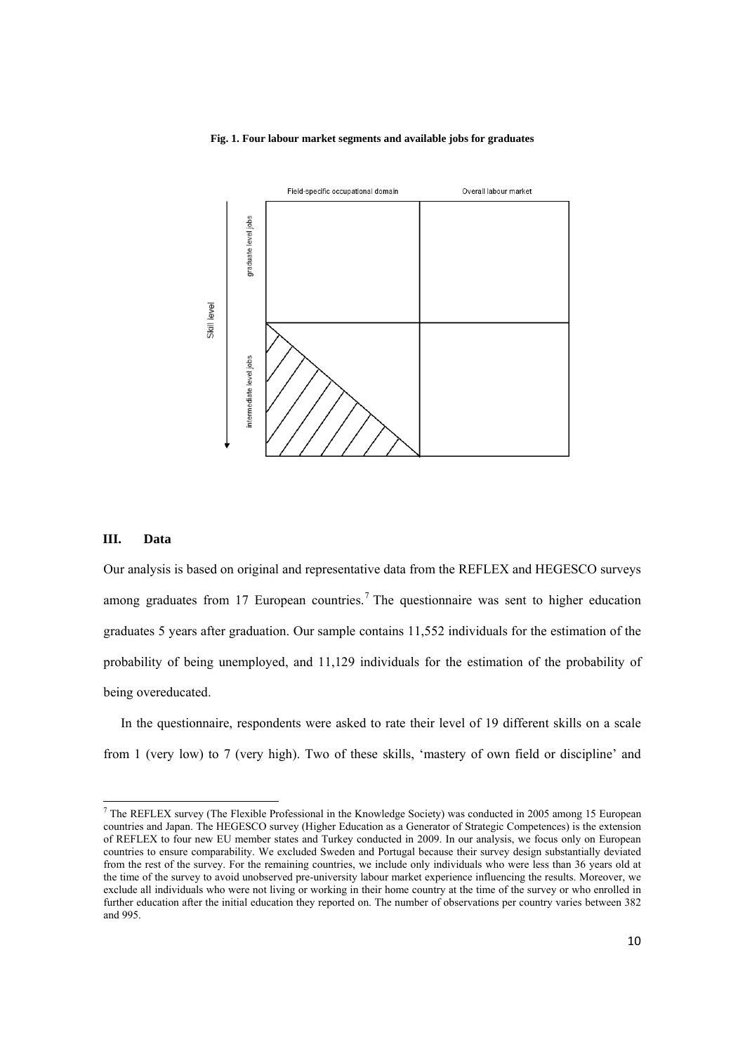**Fig. 1. Four labour market segments and available jobs for graduates**

## III. Data

Our analysis is based on original and representative data from the REFLEX and HEGESCO surveys among graduates from 17 European countries.[7] The questionnaire was sent to higher education graduates 5 years after graduation. Our sample contains 11,552 individuals for the estimation of the probability of being unemployed, and 11,129 individuals for the estimation of the probability of being overeducated.

In the questionnaire, respondents were asked to rate their level of 19 different skills on a scale from 1 (very low) to 7 (very high). Two of these skills, 'mastery of own field or discipline' and

[7] The REFLEX survey (The Flexible Professional in the Knowledge Society) was conducted in 2005 among 15 European countries and Japan. The HEGESCO survey (Higher Education as a Generator of Strategic Competences) is the extension of REFLEX to four new EU member states and Turkey conducted in 2009. In our analysis, we focus only on European countries to ensure comparability. We excluded Sweden and Portugal because their survey design substantially deviated from the rest of the survey. For the remaining countries, we include only individuals who were less than 36 years old at the time of the survey to avoid unobserved pre-university labour market experience influencing the results. Moreover, we exclude all individuals who were not living or working in their home country at the time of the survey or who enrolled in further education after the initial education they reported on. The number of observations per country varies between 382 and 995.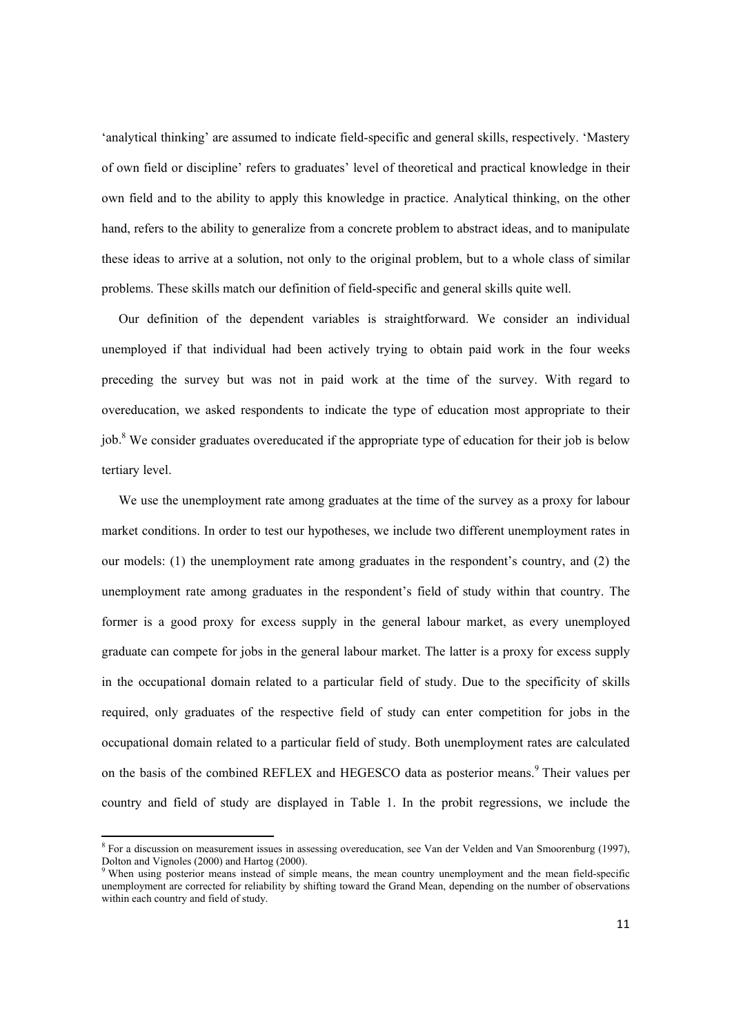'analytical thinking' are assumed to indicate field-specific and general skills, respectively. 'Mastery of own field or discipline' refers to graduates' level of theoretical and practical knowledge in their own field and to the ability to apply this knowledge in practice. Analytical thinking, on the other hand, refers to the ability to generalize from a concrete problem to abstract ideas, and to manipulate these ideas to arrive at a solution, not only to the original problem, but to a whole class of similar problems. These skills match our definition of field-specific and general skills quite well.

Our definition of the dependent variables is straightforward. We consider an individual unemployed if that individual had been actively trying to obtain paid work in the four weeks preceding the survey but was not in paid work at the time of the survey. With regard to overeducation, we asked respondents to indicate the type of education most appropriate to their job.[8] We consider graduates overeducated if the appropriate type of education for their job is below tertiary level.

We use the unemployment rate among graduates at the time of the survey as a proxy for labour market conditions. In order to test our hypotheses, we include two different unemployment rates in our models: (1) the unemployment rate among graduates in the respondent's country, and (2) the unemployment rate among graduates in the respondent's field of study within that country. The former is a good proxy for excess supply in the general labour market, as every unemployed graduate can compete for jobs in the general labour market. The latter is a proxy for excess supply in the occupational domain related to a particular field of study. Due to the specificity of skills required, only graduates of the respective field of study can enter competition for jobs in the occupational domain related to a particular field of study. Both unemployment rates are calculated on the basis of the combined REFLEX and HEGESCO data as posterior means.[9] Their values per country and field of study are displayed in Table 1. In the probit regressions, we include the

[8] For a discussion on measurement issues in assessing overeducation, see Van der Velden and Van Smoorenburg (1997), Dolton and Vignoles (2000) and Hartog (2000).

[9] When using posterior means instead of simple means, the mean country unemployment and the mean field-specific unemployment are corrected for reliability by shifting toward the Grand Mean, depending on the number of observations within each country and field of study.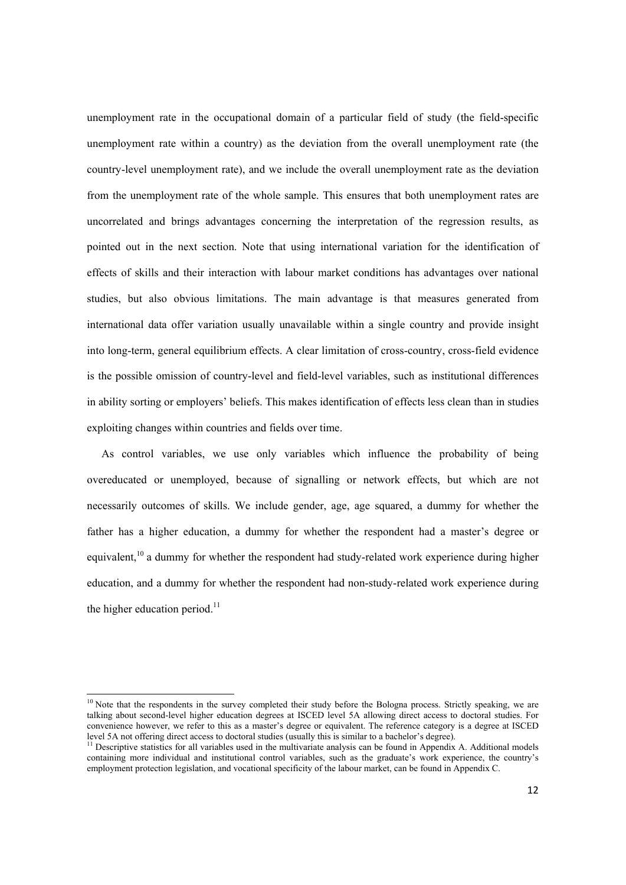unemployment rate in the occupational domain of a particular field of study (the field-specific unemployment rate within a country) as the deviation from the overall unemployment rate (the country-level unemployment rate), and we include the overall unemployment rate as the deviation from the unemployment rate of the whole sample. This ensures that both unemployment rates are uncorrelated and brings advantages concerning the interpretation of the regression results, as pointed out in the next section. Note that using international variation for the identification of effects of skills and their interaction with labour market conditions has advantages over national studies, but also obvious limitations. The main advantage is that measures generated from international data offer variation usually unavailable within a single country and provide insight into long-term, general equilibrium effects. A clear limitation of cross-country, cross-field evidence is the possible omission of country-level and field-level variables, such as institutional differences in ability sorting or employers' beliefs. This makes identification of effects less clean than in studies exploiting changes within countries and fields over time.

As control variables, we use only variables which influence the probability of being overeducated or unemployed, because of signalling or network effects, but which are not necessarily outcomes of skills. We include gender, age, age squared, a dummy for whether the father has a higher education, a dummy for whether the respondent had a master's degree or equivalent,[10] a dummy for whether the respondent had study-related work experience during higher education, and a dummy for whether the respondent had non-study-related work experience during the higher education period.[11]

---

[10] Note that the respondents in the survey completed their study before the Bologna process. Strictly speaking, we are talking about second-level higher education degrees at ISCED level 5A allowing direct access to doctoral studies. For convenience however, we refer to this as a master's degree or equivalent. The reference category is a degree at ISCED level 5A not offering direct access to doctoral studies (usually this is similar to a bachelor's degree).

[11] Descriptive statistics for all variables used in the multivariate analysis can be found in Appendix A. Additional models containing more individual and institutional control variables, such as the graduate's work experience, the country's employment protection legislation, and vocational specificity of the labour market, can be found in Appendix C.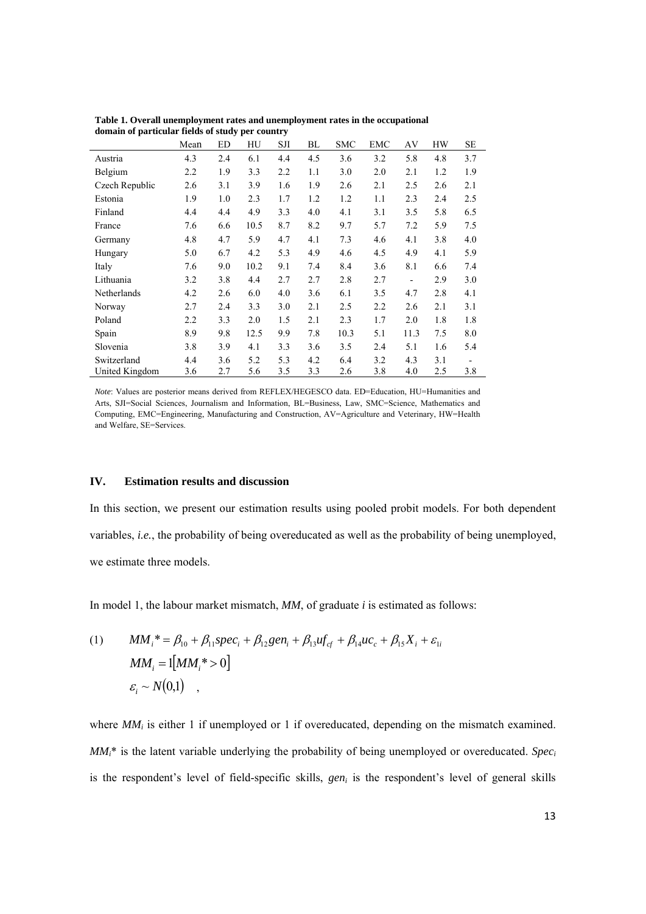**Table 1. Overall unemployment rates and unemployment rates in the occupational domain of particular fields of study per country**

| | Mean | ED | HU | SJI | BL | SMC | EMC | AV | HW | SE |
|---|---|---|---|---|---|---|---|---|---|---|
| Austria | 4.3 | 2.4 | 6.1 | 4.4 | 4.5 | 3.6 | 3.2 | 5.8 | 4.8 | 3.7 |
| Belgium | 2.2 | 1.9 | 3.3 | 2.2 | 1.1 | 3.0 | 2.0 | 2.1 | 1.2 | 1.9 |
| Czech Republic | 2.6 | 3.1 | 3.9 | 1.6 | 1.9 | 2.6 | 2.1 | 2.5 | 2.6 | 2.1 |
| Estonia | 1.9 | 1.0 | 2.3 | 1.7 | 1.2 | 1.2 | 1.1 | 2.3 | 2.4 | 2.5 |
| Finland | 4.4 | 4.4 | 4.9 | 3.3 | 4.0 | 4.1 | 3.1 | 3.5 | 5.8 | 6.5 |
| France | 7.6 | 6.6 | 10.5 | 8.7 | 8.2 | 9.7 | 5.7 | 7.2 | 5.9 | 7.5 |
| Germany | 4.8 | 4.7 | 5.9 | 4.7 | 4.1 | 7.3 | 4.6 | 4.1 | 3.8 | 4.0 |
| Hungary | 5.0 | 6.7 | 4.2 | 5.3 | 4.9 | 4.6 | 4.5 | 4.9 | 4.1 | 5.9 |
| Italy | 7.6 | 9.0 | 10.2 | 9.1 | 7.4 | 8.4 | 3.6 | 8.1 | 6.6 | 7.4 |
| Lithuania | 3.2 | 3.8 | 4.4 | 2.7 | 2.7 | 2.8 | 2.7 | - | 2.9 | 3.0 |
| Netherlands | 4.2 | 2.6 | 6.0 | 4.0 | 3.6 | 6.1 | 3.5 | 4.7 | 2.8 | 4.1 |
| Norway | 2.7 | 2.4 | 3.3 | 3.0 | 2.1 | 2.5 | 2.2 | 2.6 | 2.1 | 3.1 |
| Poland | 2.2 | 3.3 | 2.0 | 1.5 | 2.1 | 2.3 | 1.7 | 2.0 | 1.8 | 1.8 |
| Spain | 8.9 | 9.8 | 12.5 | 9.9 | 7.8 | 10.3 | 5.1 | 11.3 | 7.5 | 8.0 |
| Slovenia | 3.8 | 3.9 | 4.1 | 3.3 | 3.6 | 3.5 | 2.4 | 5.1 | 1.6 | 5.4 |
| Switzerland | 4.4 | 3.6 | 5.2 | 5.3 | 4.2 | 6.4 | 3.2 | 4.3 | 3.1 | - |
| United Kingdom | 3.6 | 2.7 | 5.6 | 3.5 | 3.3 | 2.6 | 3.8 | 4.0 | 2.5 | 3.8 |

*Note*: Values are posterior means derived from REFLEX/HEGESCO data. ED=Education, HU=Humanities and Arts, SJI=Social Sciences, Journalism and Information, BL=Business, Law, SMC=Science, Mathematics and Computing, EMC=Engineering, Manufacturing and Construction, AV=Agriculture and Veterinary, HW=Health and Welfare, SE=Services.

## IV. Estimation results and discussion

In this section, we present our estimation results using pooled probit models. For both dependent variables, *i.e.*, the probability of being overeducated as well as the probability of being unemployed, we estimate three models.

In model 1, the labour market mismatch, *MM*, of graduate *i* is estimated as follows:

$$
\begin{aligned}
(1) \qquad & MM_i{}^* = \beta_{10} + \beta_{11} spec_i + \beta_{12} gen_i + \beta_{13} uf_{cf} + \beta_{14} uc_c + \beta_{15} X_i + \varepsilon_{1i} \\
& MM_i = 1[MM_i{}^* > 0] \\
& \varepsilon_i \sim N(0,1) \quad ,
\end{aligned}
$$

where $MM_i$ is either 1 if unemployed or 1 if overeducated, depending on the mismatch examined. $MM_i$* is the latent variable underlying the probability of being unemployed or overeducated. $Spec_i$ is the respondent's level of field-specific skills, $gen_i$ is the respondent's level of general skills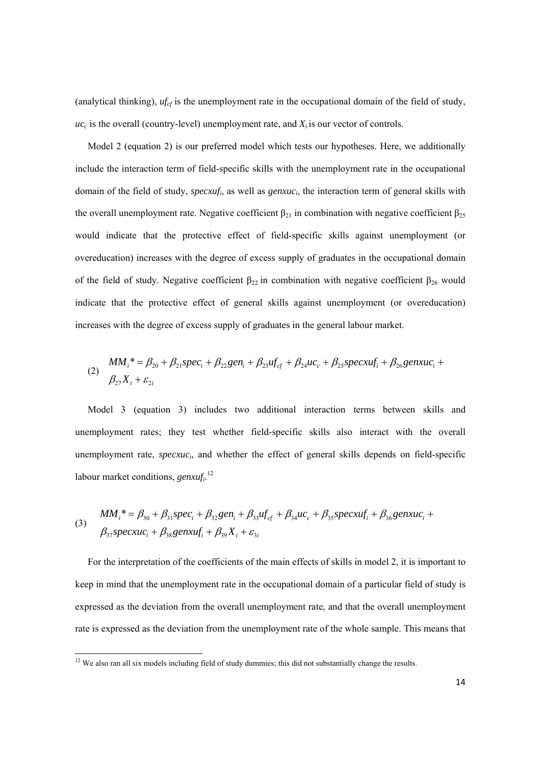(analytical thinking), $uf_{cf}$ is the unemployment rate in the occupational domain of the field of study, $uc_c$ is the overall (country-level) unemployment rate, and $X_i$ is our vector of controls.

Model 2 (equation 2) is our preferred model which tests our hypotheses. Here, we additionally include the interaction term of field-specific skills with the unemployment rate in the occupational domain of the field of study, $specxuf_i$, as well as $genxuc_i$, the interaction term of general skills with the overall unemployment rate. Negative coefficient $\beta_{21}$ in combination with negative coefficient $\beta_{25}$ would indicate that the protective effect of field-specific skills against unemployment (or overeducation) increases with the degree of excess supply of graduates in the occupational domain of the field of study. Negative coefficient $\beta_{22}$ in combination with negative coefficient $\beta_{26}$ would indicate that the protective effect of general skills against unemployment (or overeducation) increases with the degree of excess supply of graduates in the general labour market.

$$
\begin{aligned}
(2) \quad MM_i^* = {} & \beta_{20} + \beta_{21} spec_i + \beta_{22} gen_i + \beta_{23} uf_{cf} + \beta_{24} uc_c + \beta_{25} specxuf_i + \beta_{26} genxuc_i + \\
& \beta_{27} X_i + \varepsilon_{2i}
\end{aligned}
$$

Model 3 (equation 3) includes two additional interaction terms between skills and unemployment rates; they test whether field-specific skills also interact with the overall unemployment rate, $specxuc_i$, and whether the effect of general skills depends on field-specific labour market conditions, $genxuf_i$.[12]

$$
\begin{aligned}
(3) \quad MM_i^* = {} & \beta_{30} + \beta_{31} spec_i + \beta_{32} gen_i + \beta_{33} uf_{cf} + \beta_{34} uc_c + \beta_{35} specxuf_i + \beta_{36} genxuc_i + \\
& \beta_{37} specxuc_i + \beta_{38} genxuf_i + \beta_{39} X_i + \varepsilon_{3i}
\end{aligned}
$$

For the interpretation of the coefficients of the main effects of skills in model 2, it is important to keep in mind that the unemployment rate in the occupational domain of a particular field of study is expressed as the deviation from the overall unemployment rate, and that the overall unemployment rate is expressed as the deviation from the unemployment rate of the whole sample. This means that

[12] We also ran all six models including field of study dummies; this did not substantially change the results.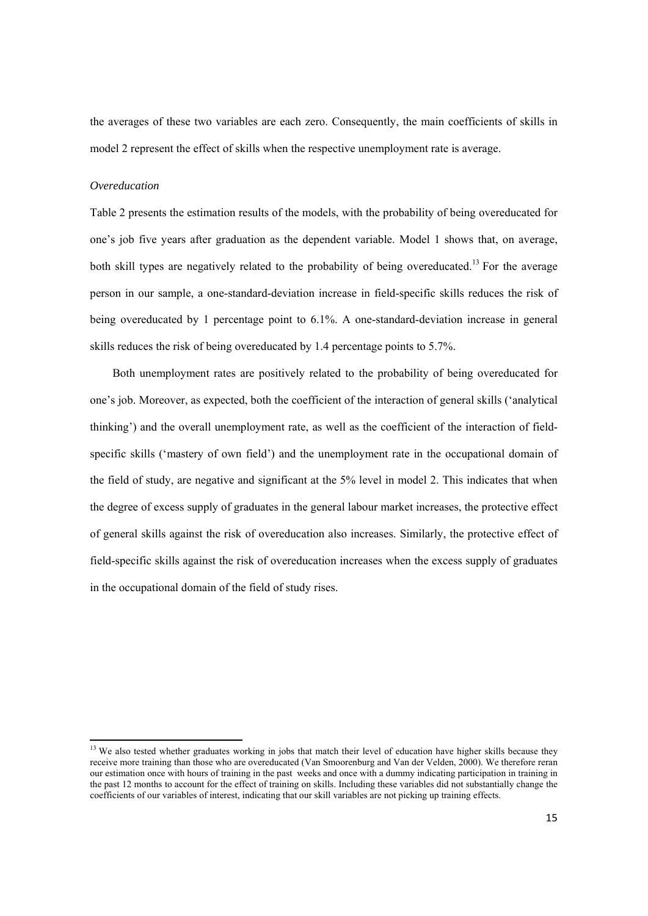the averages of these two variables are each zero. Consequently, the main coefficients of skills in model 2 represent the effect of skills when the respective unemployment rate is average.

*Overeducation*

Table 2 presents the estimation results of the models, with the probability of being overeducated for one's job five years after graduation as the dependent variable. Model 1 shows that, on average, both skill types are negatively related to the probability of being overeducated.[13] For the average person in our sample, a one-standard-deviation increase in field-specific skills reduces the risk of being overeducated by 1 percentage point to 6.1%. A one-standard-deviation increase in general skills reduces the risk of being overeducated by 1.4 percentage points to 5.7%.

Both unemployment rates are positively related to the probability of being overeducated for one's job. Moreover, as expected, both the coefficient of the interaction of general skills ('analytical thinking') and the overall unemployment rate, as well as the coefficient of the interaction of field-specific skills ('mastery of own field') and the unemployment rate in the occupational domain of the field of study, are negative and significant at the 5% level in model 2. This indicates that when the degree of excess supply of graduates in the general labour market increases, the protective effect of general skills against the risk of overeducation also increases. Similarly, the protective effect of field-specific skills against the risk of overeducation increases when the excess supply of graduates in the occupational domain of the field of study rises.

[13] We also tested whether graduates working in jobs that match their level of education have higher skills because they receive more training than those who are overeducated (Van Smoorenburg and Van der Velden, 2000). We therefore reran our estimation once with hours of training in the past weeks and once with a dummy indicating participation in training in the past 12 months to account for the effect of training on skills. Including these variables did not substantially change the coefficients of our variables of interest, indicating that our skill variables are not picking up training effects.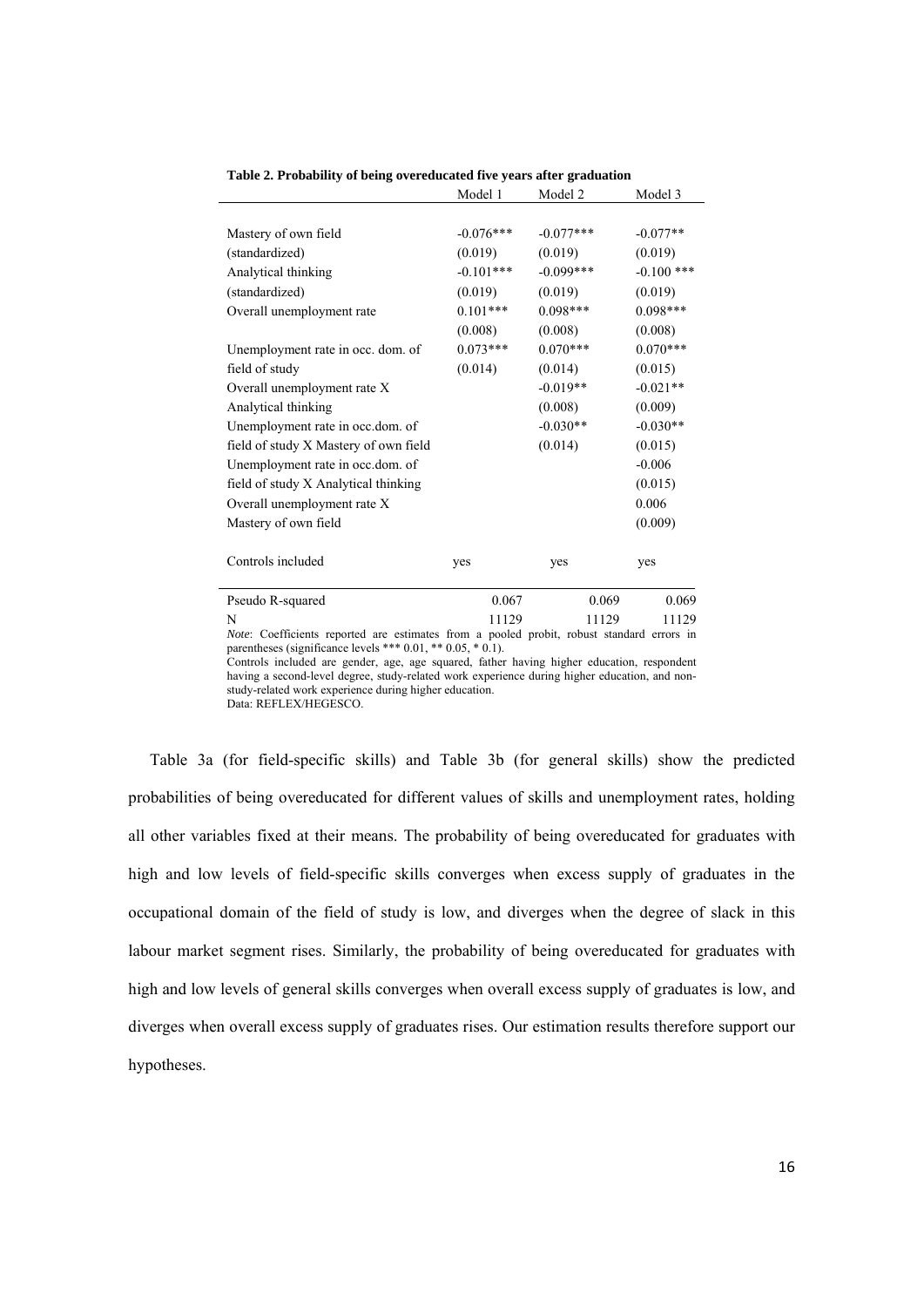**Table 2. Probability of being overeducated five years after graduation**

| | Model 1 | Model 2 | Model 3 |
|---|---|---|---|
| Mastery of own field | -0.076*** | -0.077*** | -0.077** |
| (standardized) | (0.019) | (0.019) | (0.019) |
| Analytical thinking | -0.101*** | -0.099*** | -0.100 *** |
| (standardized) | (0.019) | (0.019) | (0.019) |
| Overall unemployment rate | 0.101*** | 0.098*** | 0.098*** |
| | (0.008) | (0.008) | (0.008) |
| Unemployment rate in occ. dom. of | 0.073*** | 0.070*** | 0.070*** |
| field of study | (0.014) | (0.014) | (0.015) |
| Overall unemployment rate X | | -0.019** | -0.021** |
| Analytical thinking | | (0.008) | (0.009) |
| Unemployment rate in occ.dom. of | | -0.030** | -0.030** |
| field of study X Mastery of own field | | (0.014) | (0.015) |
| Unemployment rate in occ.dom. of | | | -0.006 |
| field of study X Analytical thinking | | | (0.015) |
| Overall unemployment rate X | | | 0.006 |
| Mastery of own field | | | (0.009) |
| Controls included | yes | yes | yes |
| Pseudo R-squared | 0.067 | 0.069 | 0.069 |
| N | 11129 | 11129 | 11129 |

*Note*: Coefficients reported are estimates from a pooled probit, robust standard errors in parentheses (significance levels *** 0.01, ** 0.05, * 0.1).
Controls included are gender, age, age squared, father having higher education, respondent having a second-level degree, study-related work experience during higher education, and non-study-related work experience during higher education.
Data: REFLEX/HEGESCO.

Table 3a (for field-specific skills) and Table 3b (for general skills) show the predicted probabilities of being overeducated for different values of skills and unemployment rates, holding all other variables fixed at their means. The probability of being overeducated for graduates with high and low levels of field-specific skills converges when excess supply of graduates in the occupational domain of the field of study is low, and diverges when the degree of slack in this labour market segment rises. Similarly, the probability of being overeducated for graduates with high and low levels of general skills converges when overall excess supply of graduates is low, and diverges when overall excess supply of graduates rises. Our estimation results therefore support our hypotheses.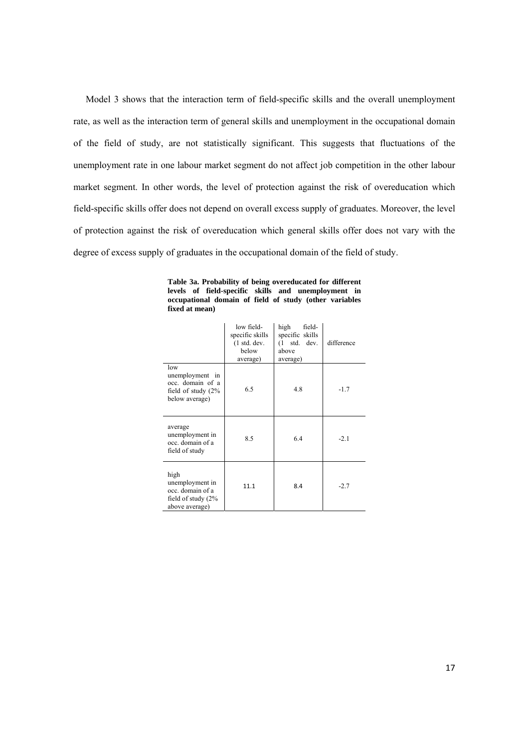Model 3 shows that the interaction term of field-specific skills and the overall unemployment rate, as well as the interaction term of general skills and unemployment in the occupational domain of the field of study, are not statistically significant. This suggests that fluctuations of the unemployment rate in one labour market segment do not affect job competition in the other labour market segment. In other words, the level of protection against the risk of overeducation which field-specific skills offer does not depend on overall excess supply of graduates. Moreover, the level of protection against the risk of overeducation which general skills offer does not vary with the degree of excess supply of graduates in the occupational domain of the field of study.

**Table 3a. Probability of being overeducated for different levels of field-specific skills and unemployment in occupational domain of field of study (other variables fixed at mean)**

| | low field-specific skills (1 std. dev. below average) | high field-specific skills (1 std. dev. above average) | difference |
|---|---|---|---|
| low unemployment in occ. domain of a field of study (2% below average) | 6.5 | 4.8 | -1.7 |
| average unemployment in occ. domain of a field of study | 8.5 | 6.4 | -2.1 |
| high unemployment in occ. domain of a field of study (2% above average) | 11.1 | 8.4 | -2.7 |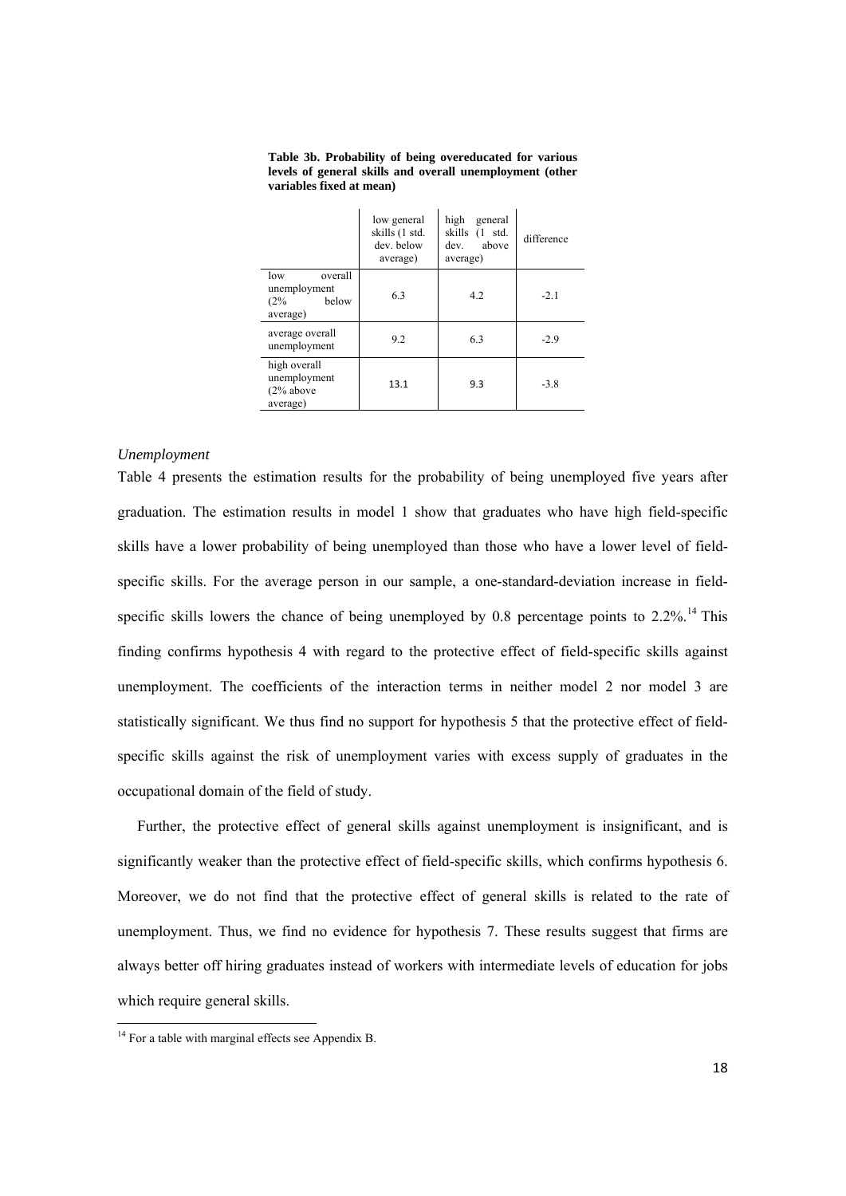**Table 3b. Probability of being overeducated for various levels of general skills and overall unemployment (other variables fixed at mean)**

| | low general skills (1 std. dev. below average) | high general skills (1 std. dev. above average) | difference |
|---|---|---|---|
| low overall unemployment (2% below average) | 6.3 | 4.2 | -2.1 |
| average overall unemployment | 9.2 | 6.3 | -2.9 |
| high overall unemployment (2% above average) | 13.1 | 9.3 | -3.8 |

*Unemployment*

Table 4 presents the estimation results for the probability of being unemployed five years after graduation. The estimation results in model 1 show that graduates who have high field-specific skills have a lower probability of being unemployed than those who have a lower level of field-specific skills. For the average person in our sample, a one-standard-deviation increase in field-specific skills lowers the chance of being unemployed by 0.8 percentage points to 2.2%.[14] This finding confirms hypothesis 4 with regard to the protective effect of field-specific skills against unemployment. The coefficients of the interaction terms in neither model 2 nor model 3 are statistically significant. We thus find no support for hypothesis 5 that the protective effect of field-specific skills against the risk of unemployment varies with excess supply of graduates in the occupational domain of the field of study.

Further, the protective effect of general skills against unemployment is insignificant, and is significantly weaker than the protective effect of field-specific skills, which confirms hypothesis 6. Moreover, we do not find that the protective effect of general skills is related to the rate of unemployment. Thus, we find no evidence for hypothesis 7. These results suggest that firms are always better off hiring graduates instead of workers with intermediate levels of education for jobs which require general skills.

[14] For a table with marginal effects see Appendix B.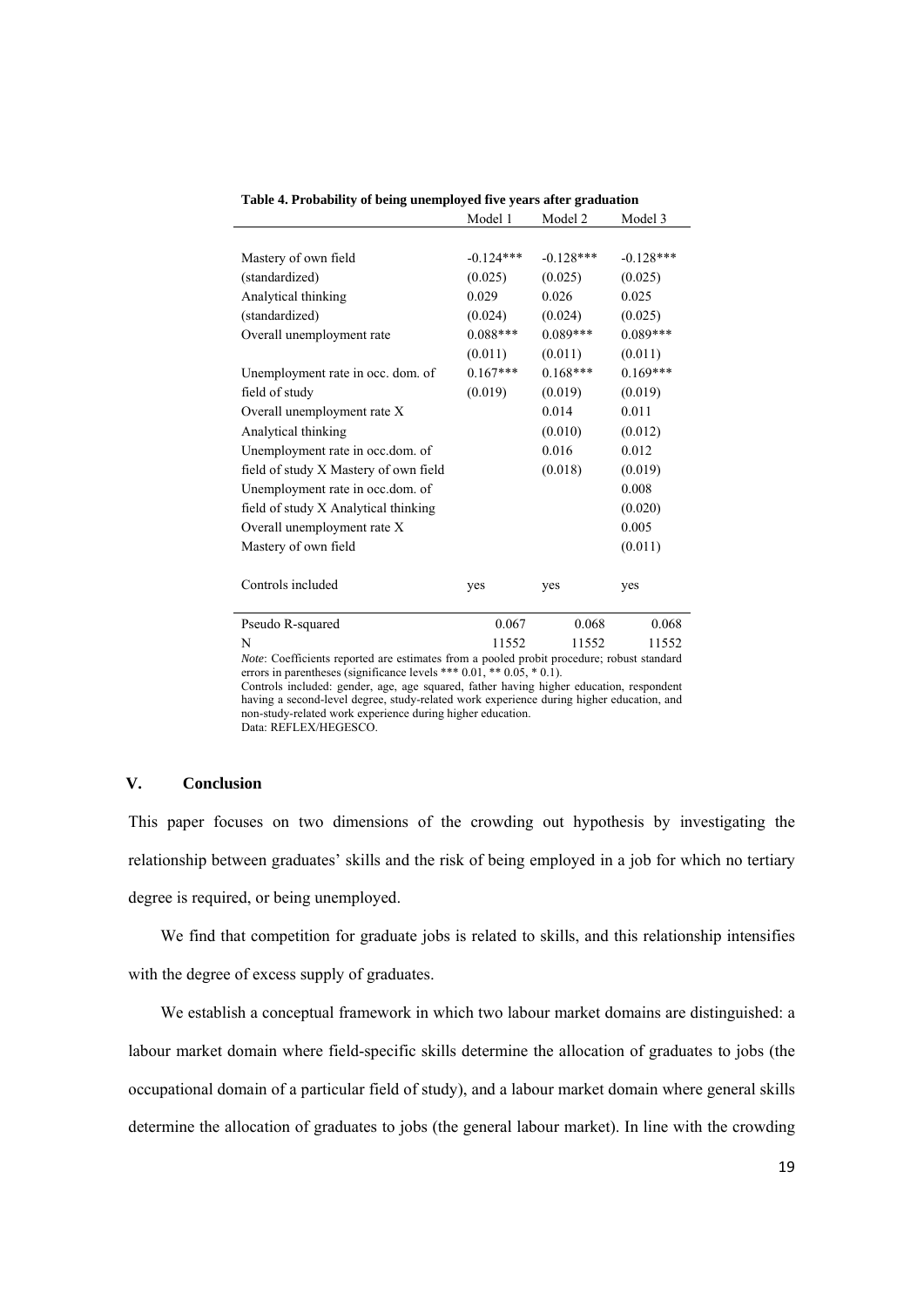**Table 4. Probability of being unemployed five years after graduation**

| | Model 1 | Model 2 | Model 3 |
|---|---|---|---|
| Mastery of own field | -0.124*** | -0.128*** | -0.128*** |
| (standardized) | (0.025) | (0.025) | (0.025) |
| Analytical thinking | 0.029 | 0.026 | 0.025 |
| (standardized) | (0.024) | (0.024) | (0.025) |
| Overall unemployment rate | 0.088*** | 0.089*** | 0.089*** |
| | (0.011) | (0.011) | (0.011) |
| Unemployment rate in occ. dom. of | 0.167*** | 0.168*** | 0.169*** |
| field of study | (0.019) | (0.019) | (0.019) |
| Overall unemployment rate X | | 0.014 | 0.011 |
| Analytical thinking | | (0.010) | (0.012) |
| Unemployment rate in occ.dom. of | | 0.016 | 0.012 |
| field of study X Mastery of own field | | (0.018) | (0.019) |
| Unemployment rate in occ.dom. of | | | 0.008 |
| field of study X Analytical thinking | | | (0.020) |
| Overall unemployment rate X | | | 0.005 |
| Mastery of own field | | | (0.011) |
| Controls included | yes | yes | yes |
| Pseudo R-squared | 0.067 | 0.068 | 0.068 |
| N | 11552 | 11552 | 11552 |

*Note*: Coefficients reported are estimates from a pooled probit procedure; robust standard errors in parentheses (significance levels *** 0.01, ** 0.05, * 0.1).
Controls included: gender, age, age squared, father having higher education, respondent having a second-level degree, study-related work experience during higher education, and non-study-related work experience during higher education.
Data: REFLEX/HEGESCO.

## V. Conclusion

This paper focuses on two dimensions of the crowding out hypothesis by investigating the relationship between graduates' skills and the risk of being employed in a job for which no tertiary degree is required, or being unemployed.

We find that competition for graduate jobs is related to skills, and this relationship intensifies with the degree of excess supply of graduates.

We establish a conceptual framework in which two labour market domains are distinguished: a labour market domain where field-specific skills determine the allocation of graduates to jobs (the occupational domain of a particular field of study), and a labour market domain where general skills determine the allocation of graduates to jobs (the general labour market). In line with the crowding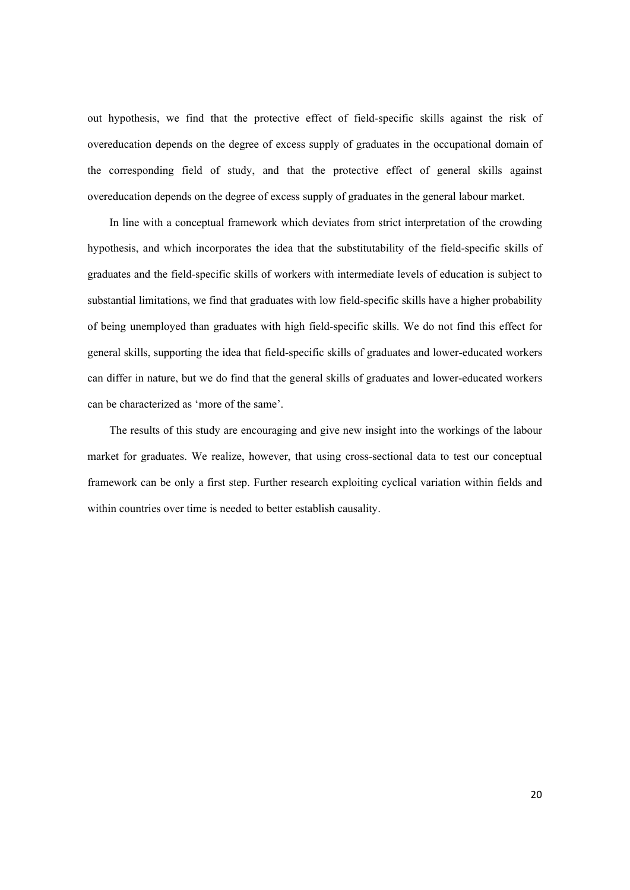out hypothesis, we find that the protective effect of field-specific skills against the risk of overeducation depends on the degree of excess supply of graduates in the occupational domain of the corresponding field of study, and that the protective effect of general skills against overeducation depends on the degree of excess supply of graduates in the general labour market.

In line with a conceptual framework which deviates from strict interpretation of the crowding hypothesis, and which incorporates the idea that the substitutability of the field-specific skills of graduates and the field-specific skills of workers with intermediate levels of education is subject to substantial limitations, we find that graduates with low field-specific skills have a higher probability of being unemployed than graduates with high field-specific skills. We do not find this effect for general skills, supporting the idea that field-specific skills of graduates and lower-educated workers can differ in nature, but we do find that the general skills of graduates and lower-educated workers can be characterized as 'more of the same'.

The results of this study are encouraging and give new insight into the workings of the labour market for graduates. We realize, however, that using cross-sectional data to test our conceptual framework can be only a first step. Further research exploiting cyclical variation within fields and within countries over time is needed to better establish causality.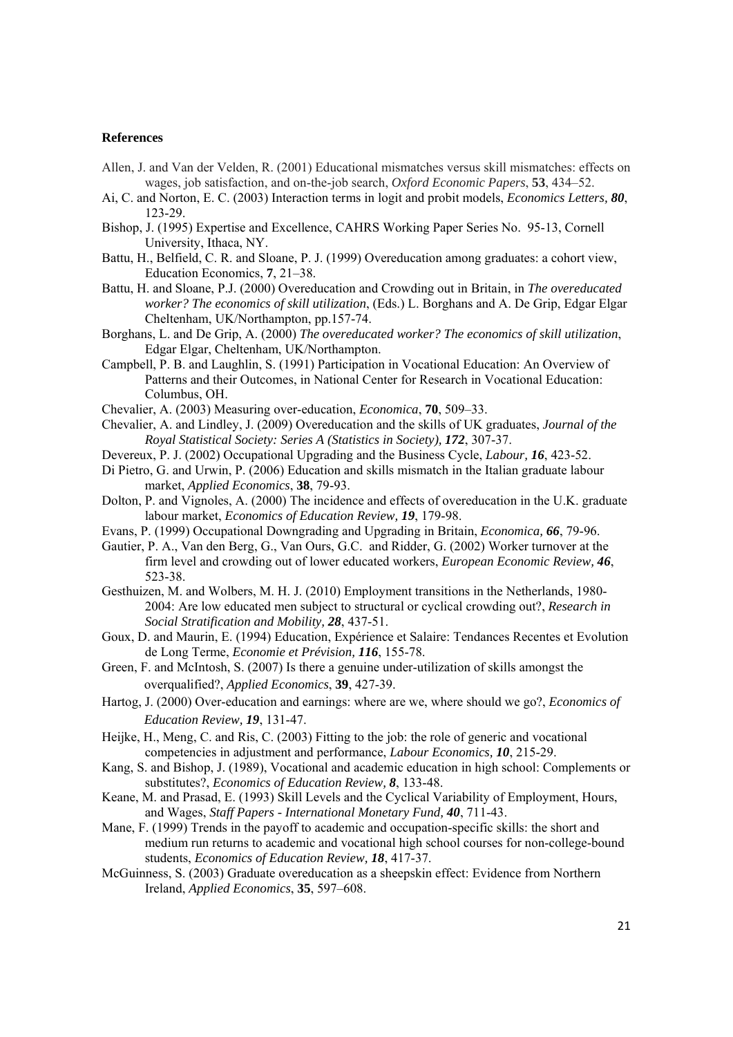**References**

Allen, J. and Van der Velden, R. (2001) Educational mismatches versus skill mismatches: effects on wages, job satisfaction, and on-the-job search, *Oxford Economic Papers*, **53**, 434–52.

Ai, C. and Norton, E. C. (2003) Interaction terms in logit and probit models, *Economics Letters, **80***, 123-29.

Bishop, J. (1995) Expertise and Excellence, CAHRS Working Paper Series No. 95-13, Cornell University, Ithaca, NY.

Battu, H., Belfield, C. R. and Sloane, P. J. (1999) Overeducation among graduates: a cohort view, Education Economics, **7**, 21–38.

Battu, H. and Sloane, P.J. (2000) Overeducation and Crowding out in Britain, in *The overeducated worker? The economics of skill utilization*, (Eds.) L. Borghans and A. De Grip, Edgar Elgar Cheltenham, UK/Northampton, pp.157-74.

Borghans, L. and De Grip, A. (2000) *The overeducated worker? The economics of skill utilization*, Edgar Elgar, Cheltenham, UK/Northampton.

Campbell, P. B. and Laughlin, S. (1991) Participation in Vocational Education: An Overview of Patterns and their Outcomes, in National Center for Research in Vocational Education: Columbus, OH.

Chevalier, A. (2003) Measuring over-education, *Economica*, **70**, 509–33.

Chevalier, A. and Lindley, J. (2009) Overeducation and the skills of UK graduates, *Journal of the Royal Statistical Society: Series A (Statistics in Society), **172***, 307-37.

Devereux, P. J. (2002) Occupational Upgrading and the Business Cycle, *Labour, **16***, 423-52.

Di Pietro, G. and Urwin, P. (2006) Education and skills mismatch in the Italian graduate labour market, *Applied Economics*, **38**, 79-93.

Dolton, P. and Vignoles, A. (2000) The incidence and effects of overeducation in the U.K. graduate labour market, *Economics of Education Review, **19***, 179-98.

Evans, P. (1999) Occupational Downgrading and Upgrading in Britain, *Economica, **66***, 79-96.

Gautier, P. A., Van den Berg, G., Van Ours, G.C. and Ridder, G. (2002) Worker turnover at the firm level and crowding out of lower educated workers, *European Economic Review, **46***, 523-38.

Gesthuizen, M. and Wolbers, M. H. J. (2010) Employment transitions in the Netherlands, 1980-2004: Are low educated men subject to structural or cyclical crowding out?, *Research in Social Stratification and Mobility, **28***, 437-51.

Goux, D. and Maurin, E. (1994) Education, Expérience et Salaire: Tendances Recentes et Evolution de Long Terme, *Economie et Prévision, **116***, 155-78.

Green, F. and McIntosh, S. (2007) Is there a genuine under-utilization of skills amongst the overqualified?, *Applied Economics*, **39**, 427-39.

Hartog, J. (2000) Over-education and earnings: where are we, where should we go?, *Economics of Education Review, **19***, 131-47.

Heijke, H., Meng, C. and Ris, C. (2003) Fitting to the job: the role of generic and vocational competencies in adjustment and performance, *Labour Economics, **10***, 215-29.

Kang, S. and Bishop, J. (1989), Vocational and academic education in high school: Complements or substitutes?, *Economics of Education Review, **8***, 133-48.

Keane, M. and Prasad, E. (1993) Skill Levels and the Cyclical Variability of Employment, Hours, and Wages, *Staff Papers - International Monetary Fund, **40***, 711-43.

Mane, F. (1999) Trends in the payoff to academic and occupation-specific skills: the short and medium run returns to academic and vocational high school courses for non-college-bound students, *Economics of Education Review, **18***, 417-37.

McGuinness, S. (2003) Graduate overeducation as a sheepskin effect: Evidence from Northern Ireland, *Applied Economics*, **35**, 597–608.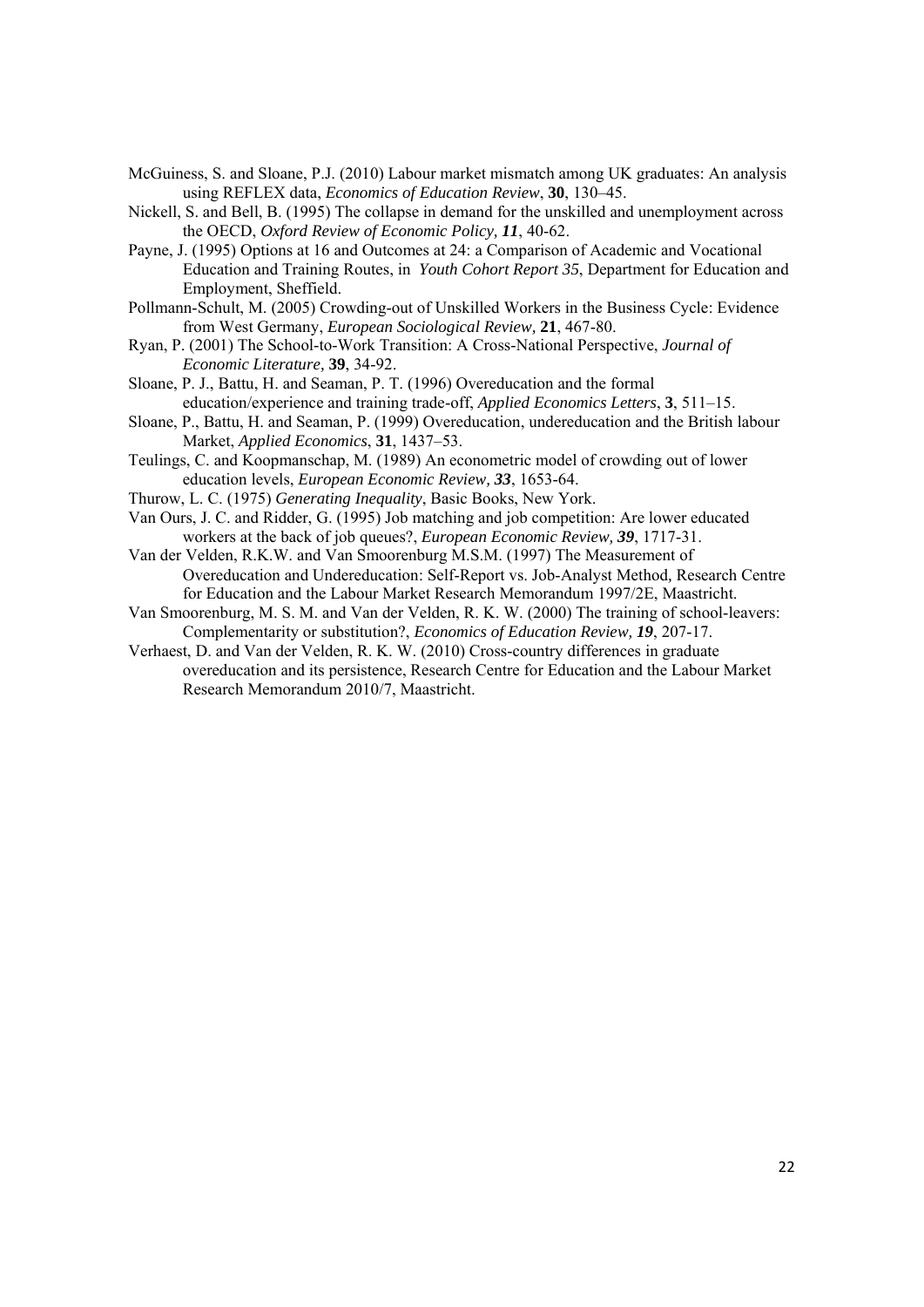McGuiness, S. and Sloane, P.J. (2010) Labour market mismatch among UK graduates: An analysis using REFLEX data, *Economics of Education Review*, **30**, 130–45.

Nickell, S. and Bell, B. (1995) The collapse in demand for the unskilled and unemployment across the OECD, *Oxford Review of Economic Policy, **11***, 40-62.

Payne, J. (1995) Options at 16 and Outcomes at 24: a Comparison of Academic and Vocational Education and Training Routes, in *Youth Cohort Report 35*, Department for Education and Employment, Sheffield.

Pollmann-Schult, M. (2005) Crowding-out of Unskilled Workers in the Business Cycle: Evidence from West Germany, *European Sociological Review,* **21**, 467-80.

Ryan, P. (2001) The School-to-Work Transition: A Cross-National Perspective, *Journal of Economic Literature,* **39**, 34-92.

Sloane, P. J., Battu, H. and Seaman, P. T. (1996) Overeducation and the formal education/experience and training trade-off, *Applied Economics Letters*, **3**, 511–15.

Sloane, P., Battu, H. and Seaman, P. (1999) Overeducation, undereducation and the British labour Market, *Applied Economics*, **31**, 1437–53.

Teulings, C. and Koopmanschap, M. (1989) An econometric model of crowding out of lower education levels, *European Economic Review, **33***, 1653-64.

Thurow, L. C. (1975) *Generating Inequality*, Basic Books, New York.

Van Ours, J. C. and Ridder, G. (1995) Job matching and job competition: Are lower educated workers at the back of job queues?, *European Economic Review, **39***, 1717-31.

Van der Velden, R.K.W. and Van Smoorenburg M.S.M. (1997) The Measurement of Overeducation and Undereducation: Self-Report vs. Job-Analyst Method, Research Centre for Education and the Labour Market Research Memorandum 1997/2E, Maastricht.

Van Smoorenburg, M. S. M. and Van der Velden, R. K. W. (2000) The training of school-leavers: Complementarity or substitution?, *Economics of Education Review, **19***, 207-17.

Verhaest, D. and Van der Velden, R. K. W. (2010) Cross-country differences in graduate overeducation and its persistence, Research Centre for Education and the Labour Market Research Memorandum 2010/7, Maastricht.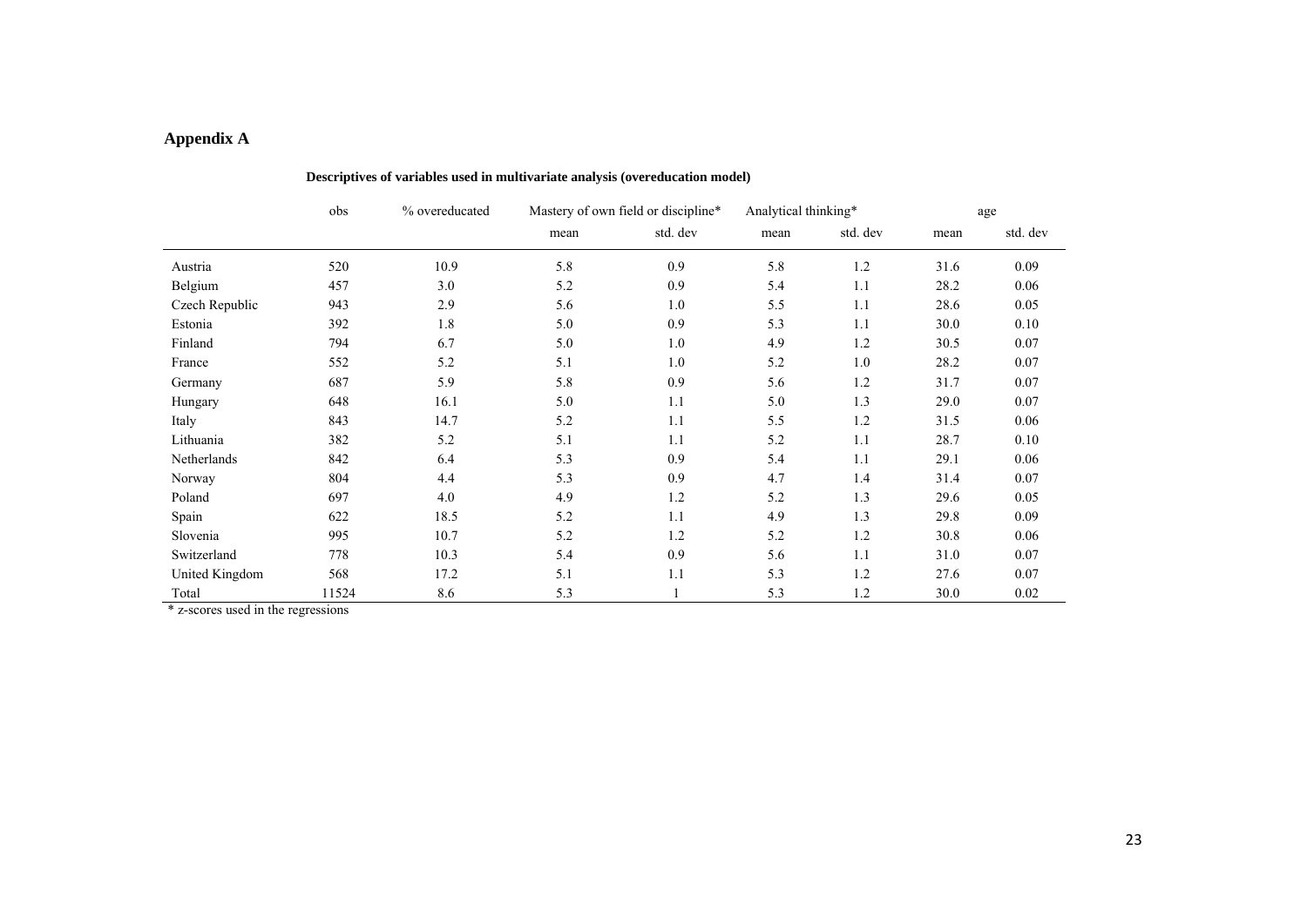## Appendix A

**Descriptives of variables used in multivariate analysis (overeducation model)**

| | obs | % overeducated | Mastery of own field or discipline* | | Analytical thinking* | | age | |
|---|---|---|---|---|---|---|---|---|
| | | | mean | std. dev | mean | std. dev | mean | std. dev |
| Austria | 520 | 10.9 | 5.8 | 0.9 | 5.8 | 1.2 | 31.6 | 0.09 |
| Belgium | 457 | 3.0 | 5.2 | 0.9 | 5.4 | 1.1 | 28.2 | 0.06 |
| Czech Republic | 943 | 2.9 | 5.6 | 1.0 | 5.5 | 1.1 | 28.6 | 0.05 |
| Estonia | 392 | 1.8 | 5.0 | 0.9 | 5.3 | 1.1 | 30.0 | 0.10 |
| Finland | 794 | 6.7 | 5.0 | 1.0 | 4.9 | 1.2 | 30.5 | 0.07 |
| France | 552 | 5.2 | 5.1 | 1.0 | 5.2 | 1.0 | 28.2 | 0.07 |
| Germany | 687 | 5.9 | 5.8 | 0.9 | 5.6 | 1.2 | 31.7 | 0.07 |
| Hungary | 648 | 16.1 | 5.0 | 1.1 | 5.0 | 1.3 | 29.0 | 0.07 |
| Italy | 843 | 14.7 | 5.2 | 1.1 | 5.5 | 1.2 | 31.5 | 0.06 |
| Lithuania | 382 | 5.2 | 5.1 | 1.1 | 5.2 | 1.1 | 28.7 | 0.10 |
| Netherlands | 842 | 6.4 | 5.3 | 0.9 | 5.4 | 1.1 | 29.1 | 0.06 |
| Norway | 804 | 4.4 | 5.3 | 0.9 | 4.7 | 1.4 | 31.4 | 0.07 |
| Poland | 697 | 4.0 | 4.9 | 1.2 | 5.2 | 1.3 | 29.6 | 0.05 |
| Spain | 622 | 18.5 | 5.2 | 1.1 | 4.9 | 1.3 | 29.8 | 0.09 |
| Slovenia | 995 | 10.7 | 5.2 | 1.2 | 5.2 | 1.2 | 30.8 | 0.06 |
| Switzerland | 778 | 10.3 | 5.4 | 0.9 | 5.6 | 1.1 | 31.0 | 0.07 |
| United Kingdom | 568 | 17.2 | 5.1 | 1.1 | 5.3 | 1.2 | 27.6 | 0.07 |
| Total | 11524 | 8.6 | 5.3 | 1 | 5.3 | 1.2 | 30.0 | 0.02 |

\* z-scores used in the regressions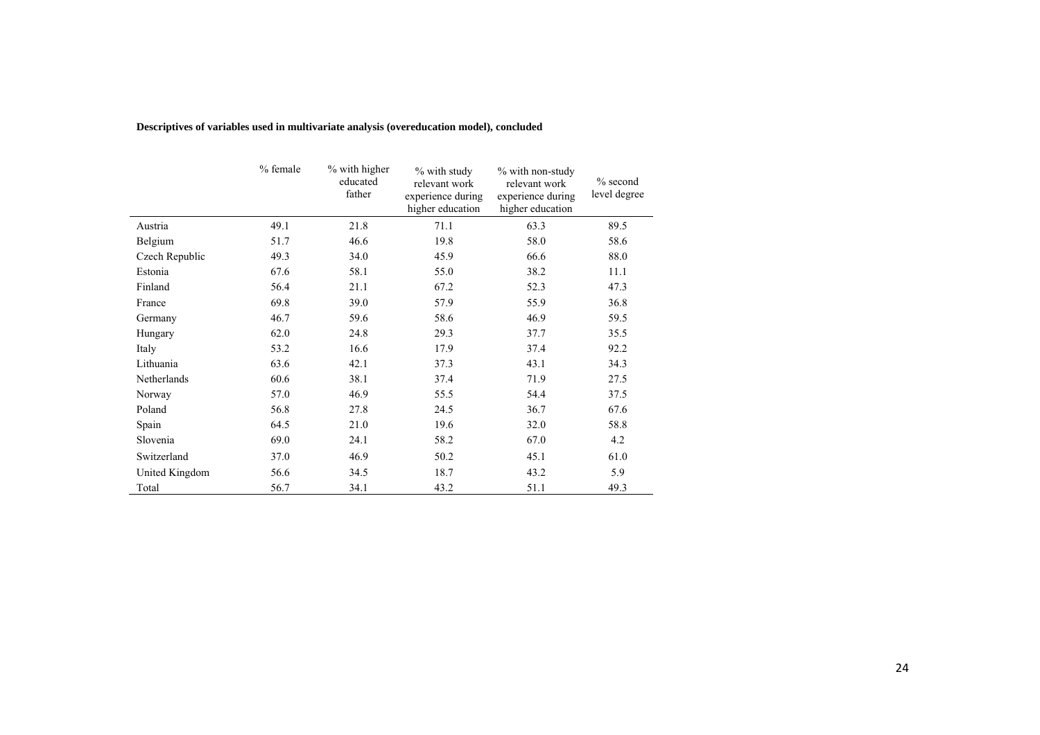**Descriptives of variables used in multivariate analysis (overeducation model), concluded**

| | % female | % with higher educated father | % with study relevant work experience during higher education | % with non-study relevant work experience during higher education | % second level degree |
|---|---|---|---|---|---|
| Austria | 49.1 | 21.8 | 71.1 | 63.3 | 89.5 |
| Belgium | 51.7 | 46.6 | 19.8 | 58.0 | 58.6 |
| Czech Republic | 49.3 | 34.0 | 45.9 | 66.6 | 88.0 |
| Estonia | 67.6 | 58.1 | 55.0 | 38.2 | 11.1 |
| Finland | 56.4 | 21.1 | 67.2 | 52.3 | 47.3 |
| France | 69.8 | 39.0 | 57.9 | 55.9 | 36.8 |
| Germany | 46.7 | 59.6 | 58.6 | 46.9 | 59.5 |
| Hungary | 62.0 | 24.8 | 29.3 | 37.7 | 35.5 |
| Italy | 53.2 | 16.6 | 17.9 | 37.4 | 92.2 |
| Lithuania | 63.6 | 42.1 | 37.3 | 43.1 | 34.3 |
| Netherlands | 60.6 | 38.1 | 37.4 | 71.9 | 27.5 |
| Norway | 57.0 | 46.9 | 55.5 | 54.4 | 37.5 |
| Poland | 56.8 | 27.8 | 24.5 | 36.7 | 67.6 |
| Spain | 64.5 | 21.0 | 19.6 | 32.0 | 58.8 |
| Slovenia | 69.0 | 24.1 | 58.2 | 67.0 | 4.2 |
| Switzerland | 37.0 | 46.9 | 50.2 | 45.1 | 61.0 |
| United Kingdom | 56.6 | 34.5 | 18.7 | 43.2 | 5.9 |
| Total | 56.7 | 34.1 | 43.2 | 51.1 | 49.3 |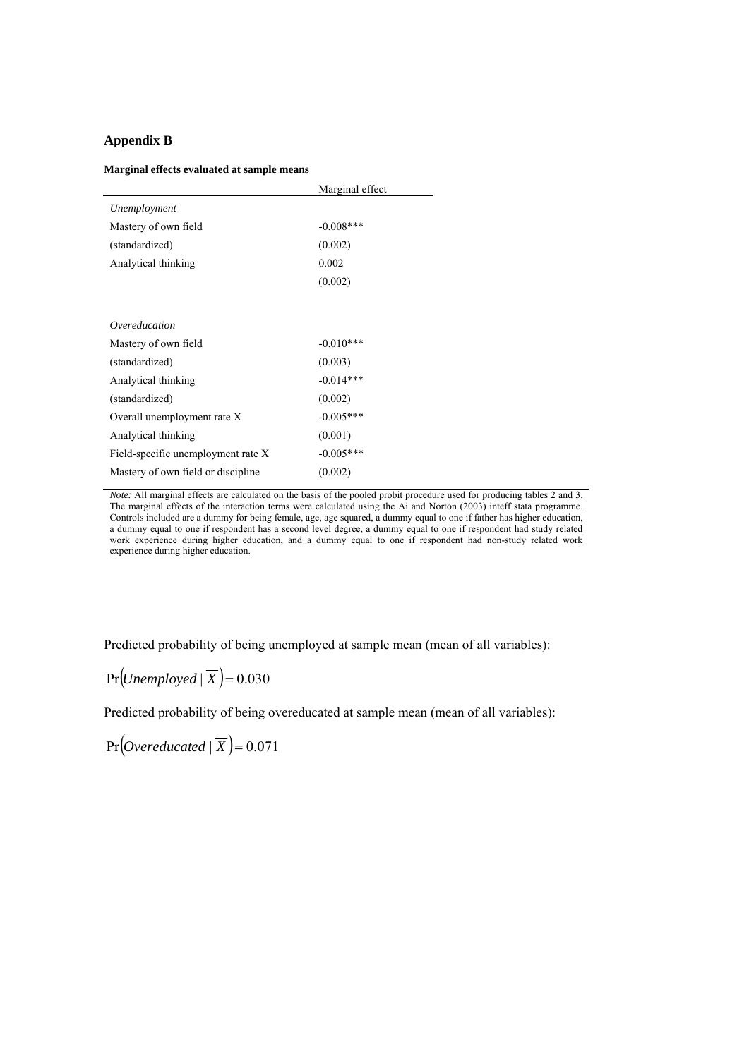## Appendix B

**Marginal effects evaluated at sample means**

| | Marginal effect |
|---|---|
| *Unemployment* | |
| Mastery of own field | -0.008*** |
| (standardized) | (0.002) |
| Analytical thinking | 0.002 |
| | (0.002) |
| | |
| *Overeducation* | |
| Mastery of own field | -0.010*** |
| (standardized) | (0.003) |
| Analytical thinking | -0.014*** |
| (standardized) | (0.002) |
| Overall unemployment rate X | -0.005*** |
| Analytical thinking | (0.001) |
| Field-specific unemployment rate X | -0.005*** |
| Mastery of own field or discipline | (0.002) |

*Note:* All marginal effects are calculated on the basis of the pooled probit procedure used for producing tables 2 and 3. The marginal effects of the interaction terms were calculated using the Ai and Norton (2003) inteff stata programme. Controls included are a dummy for being female, age, age squared, a dummy equal to one if father has higher education, a dummy equal to one if respondent has a second level degree, a dummy equal to one if respondent had study related work experience during higher education, and a dummy equal to one if respondent had non-study related work experience during higher education.

Predicted probability of being unemployed at sample mean (mean of all variables):

$$\Pr\left(Unemployed \mid \overline{X}\right) = 0.030$$

Predicted probability of being overeducated at sample mean (mean of all variables):

$$\Pr\left(Overeducated \mid \overline{X}\right) = 0.071$$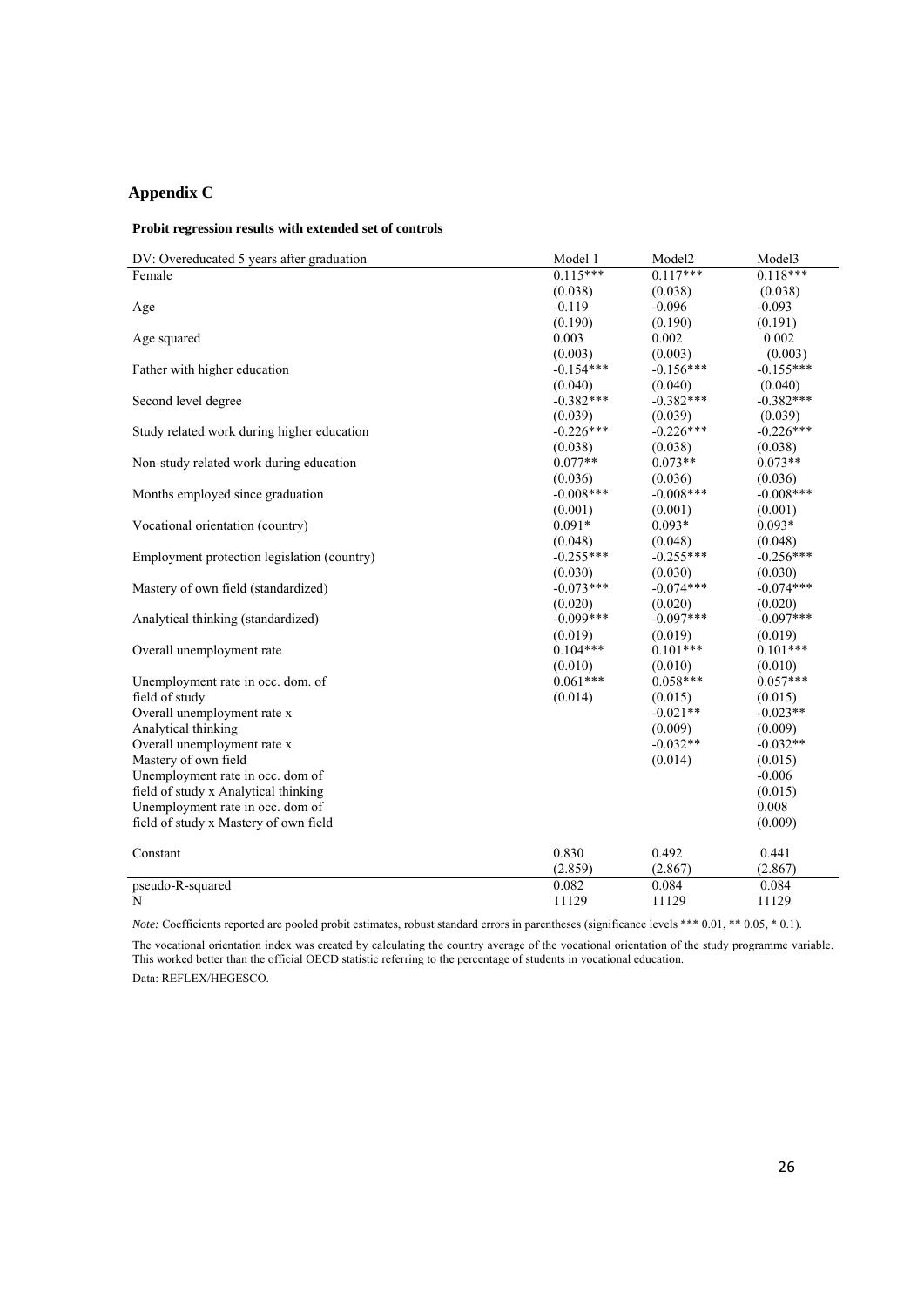## Appendix C

**Probit regression results with extended set of controls**

| DV: Overeducated 5 years after graduation | Model 1 | Model2 | Model3 |
|---|---|---|---|
| Female | 0.115*** | 0.117*** | 0.118*** |
| | (0.038) | (0.038) | (0.038) |
| Age | -0.119 | -0.096 | -0.093 |
| | (0.190) | (0.190) | (0.191) |
| Age squared | 0.003 | 0.002 | 0.002 |
| | (0.003) | (0.003) | (0.003) |
| Father with higher education | -0.154*** | -0.156*** | -0.155*** |
| | (0.040) | (0.040) | (0.040) |
| Second level degree | -0.382*** | -0.382*** | -0.382*** |
| | (0.039) | (0.039) | (0.039) |
| Study related work during higher education | -0.226*** | -0.226*** | -0.226*** |
| | (0.038) | (0.038) | (0.038) |
| Non-study related work during education | 0.077** | 0.073** | 0.073** |
| | (0.036) | (0.036) | (0.036) |
| Months employed since graduation | -0.008*** | -0.008*** | -0.008*** |
| | (0.001) | (0.001) | (0.001) |
| Vocational orientation (country) | 0.091* | 0.093* | 0.093* |
| | (0.048) | (0.048) | (0.048) |
| Employment protection legislation (country) | -0.255*** | -0.255*** | -0.256*** |
| | (0.030) | (0.030) | (0.030) |
| Mastery of own field (standardized) | -0.073*** | -0.074*** | -0.074*** |
| | (0.020) | (0.020) | (0.020) |
| Analytical thinking (standardized) | -0.099*** | -0.097*** | -0.097*** |
| | (0.019) | (0.019) | (0.019) |
| Overall unemployment rate | 0.104*** | 0.101*** | 0.101*** |
| | (0.010) | (0.010) | (0.010) |
| Unemployment rate in occ. dom. of field of study | 0.061*** | 0.058*** | 0.057*** |
| | (0.014) | (0.015) | (0.015) |
| Overall unemployment rate x Analytical thinking | | -0.021** | -0.023** |
| | | (0.009) | (0.009) |
| Overall unemployment rate x Mastery of own field | | -0.032** | -0.032** |
| | | (0.014) | (0.015) |
| Unemployment rate in occ. dom of field of study x Analytical thinking | | | -0.006 |
| | | | (0.015) |
| Unemployment rate in occ. dom of field of study x Mastery of own field | | | 0.008 |
| | | | (0.009) |
| Constant | 0.830 | 0.492 | 0.441 |
| | (2.859) | (2.867) | (2.867) |
| pseudo-R-squared | 0.082 | 0.084 | 0.084 |
| N | 11129 | 11129 | 11129 |

*Note:* Coefficients reported are pooled probit estimates, robust standard errors in parentheses (significance levels *** 0.01, ** 0.05, * 0.1).

The vocational orientation index was created by calculating the country average of the vocational orientation of the study programme variable. This worked better than the official OECD statistic referring to the percentage of students in vocational education.

Data: REFLEX/HEGESCO.